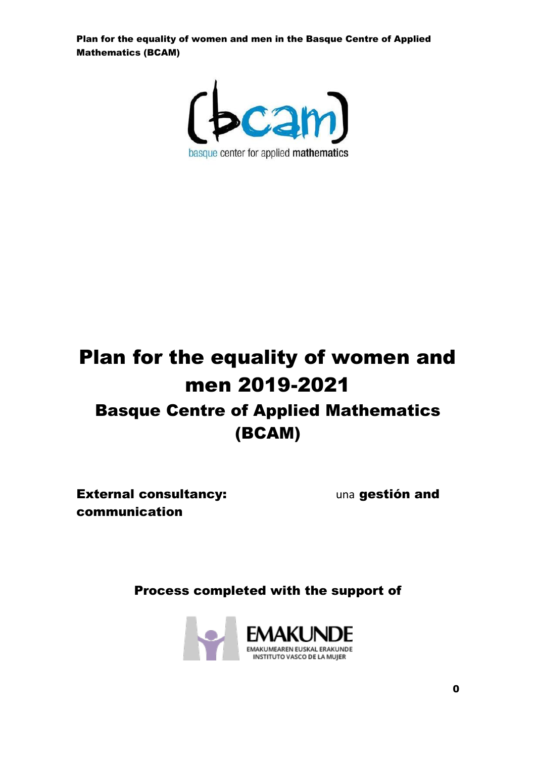# Plan for the equality of women and men 2019-2021

## Basque Centre of Applied Mathematics (BCAM)

**External consultancy:** una **gestión and communication**

**Process completed with the support of**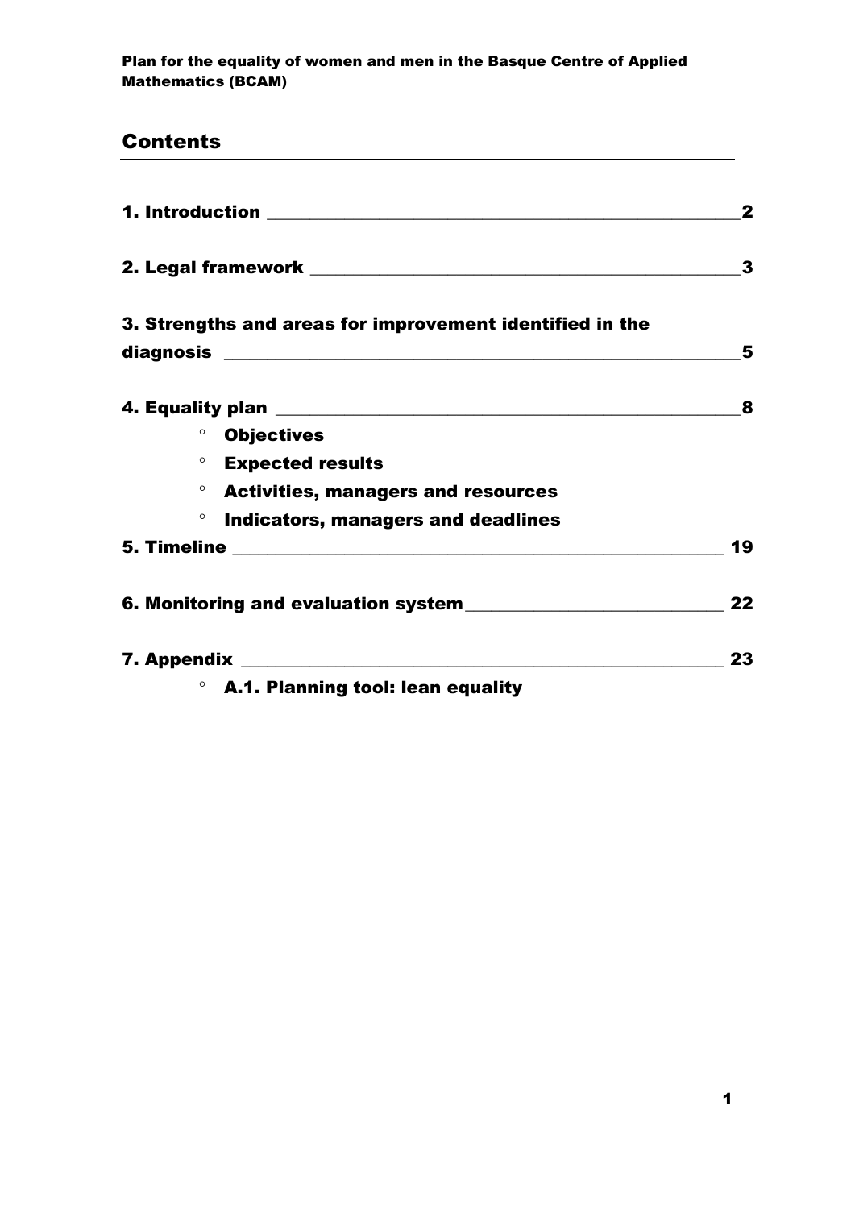## Contents

1. Introduction ____ 2

2. Legal framework ____ 3

3. Strengths and areas for improvement identified in the diagnosis ____ 5

4. Equality plan ____ 8
   - Objectives
   - Expected results
   - Activities, managers and resources
   - Indicators, managers and deadlines

5. Timeline ____ 19

6. Monitoring and evaluation system ____ 22

7. Appendix ____ 23
   - A.1. Planning tool: lean equality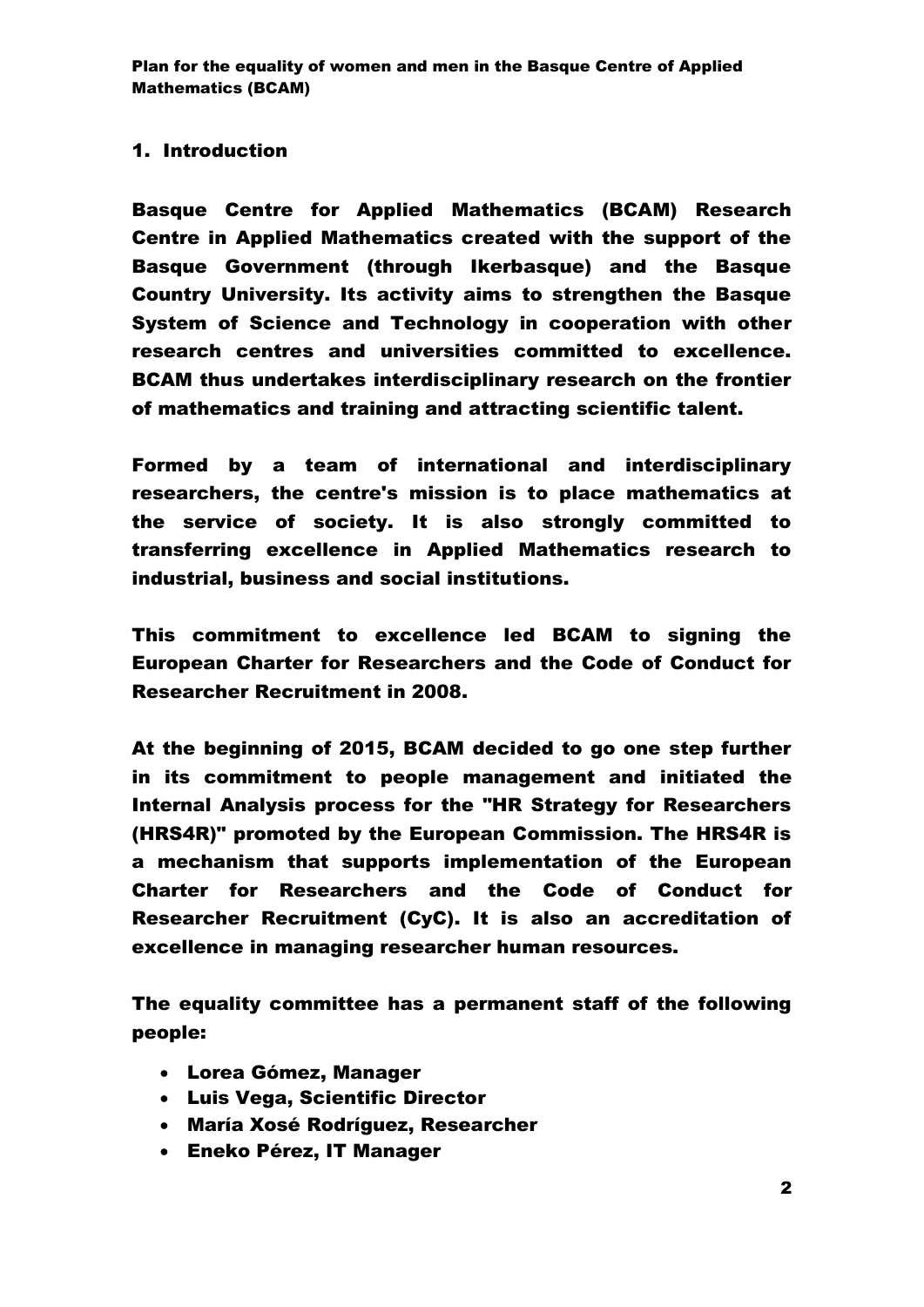## 1. Introduction

Basque Centre for Applied Mathematics (BCAM) Research Centre in Applied Mathematics created with the support of the Basque Government (through Ikerbasque) and the Basque Country University. Its activity aims to strengthen the Basque System of Science and Technology in cooperation with other research centres and universities committed to excellence. BCAM thus undertakes interdisciplinary research on the frontier of mathematics and training and attracting scientific talent.

Formed by a team of international and interdisciplinary researchers, the centre's mission is to place mathematics at the service of society. It is also strongly committed to transferring excellence in Applied Mathematics research to industrial, business and social institutions.

This commitment to excellence led BCAM to signing the European Charter for Researchers and the Code of Conduct for Researcher Recruitment in 2008.

At the beginning of 2015, BCAM decided to go one step further in its commitment to people management and initiated the Internal Analysis process for the "HR Strategy for Researchers (HRS4R)" promoted by the European Commission. The HRS4R is a mechanism that supports implementation of the European Charter for Researchers and the Code of Conduct for Researcher Recruitment (CyC). It is also an accreditation of excellence in managing researcher human resources.

The equality committee has a permanent staff of the following people:

- Lorea Gómez, Manager
- Luis Vega, Scientific Director
- María Xosé Rodríguez, Researcher
- Eneko Pérez, IT Manager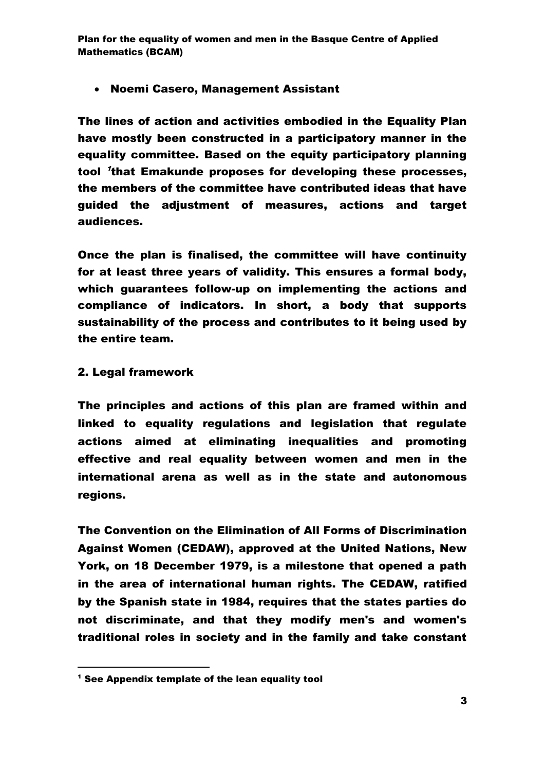- Noemi Casero, Management Assistant

The lines of action and activities embodied in the Equality Plan have mostly been constructed in a participatory manner in the equality committee. Based on the equity participatory planning tool [1]that Emakunde proposes for developing these processes, the members of the committee have contributed ideas that have guided the adjustment of measures, actions and target audiences.

Once the plan is finalised, the committee will have continuity for at least three years of validity. This ensures a formal body, which guarantees follow-up on implementing the actions and compliance of indicators. In short, a body that supports sustainability of the process and contributes to it being used by the entire team.

## 2. Legal framework

The principles and actions of this plan are framed within and linked to equality regulations and legislation that regulate actions aimed at eliminating inequalities and promoting effective and real equality between women and men in the international arena as well as in the state and autonomous regions.

The Convention on the Elimination of All Forms of Discrimination Against Women (CEDAW), approved at the United Nations, New York, on 18 December 1979, is a milestone that opened a path in the area of international human rights. The CEDAW, ratified by the Spanish state in 1984, requires that the states parties do not discriminate, and that they modify men's and women's traditional roles in society and in the family and take constant

---

[1] See Appendix template of the lean equality tool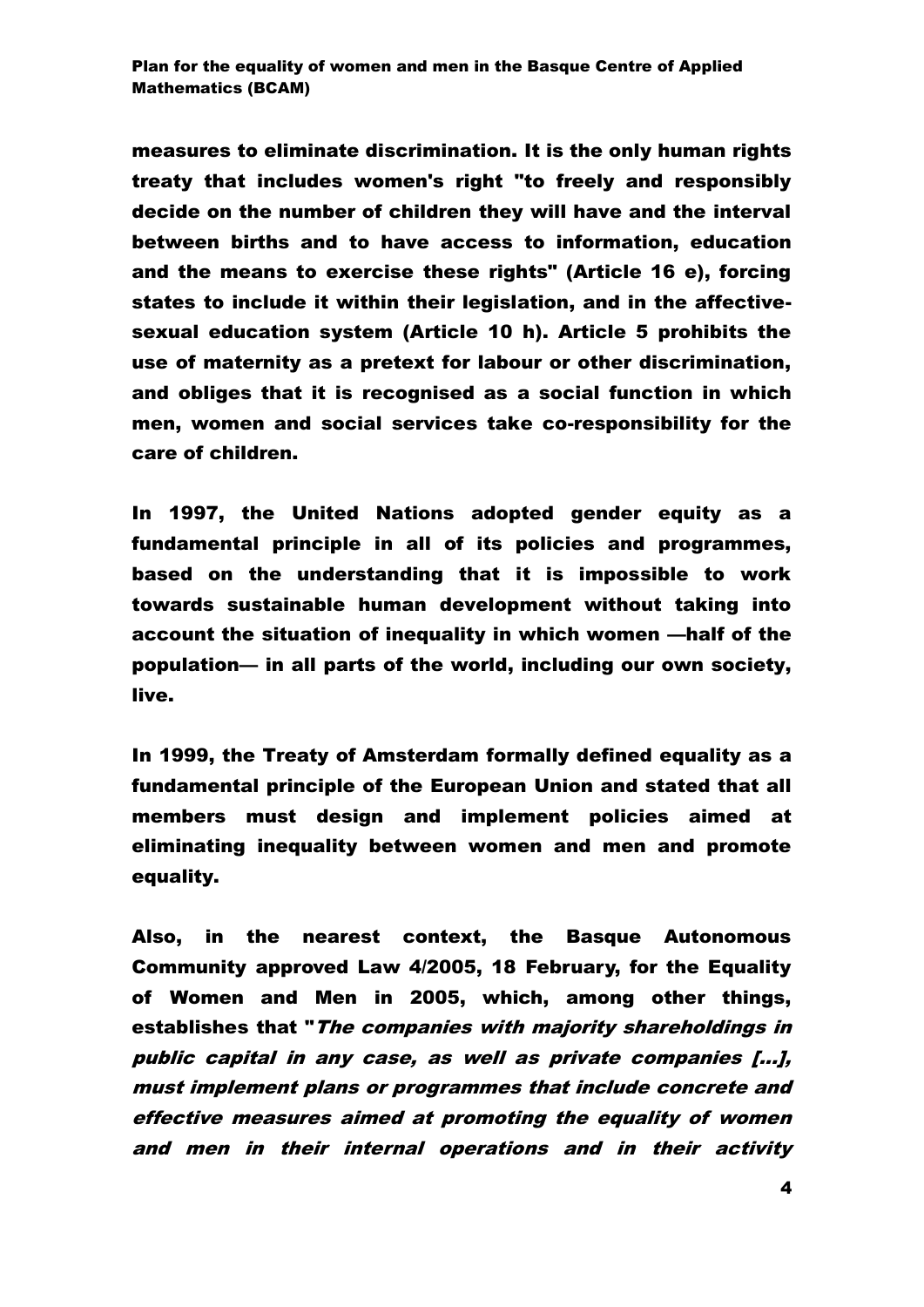**measures to eliminate discrimination. It is the only human rights treaty that includes women's right "to freely and responsibly decide on the number of children they will have and the interval between births and to have access to information, education and the means to exercise these rights" (Article 16 e), forcing states to include it within their legislation, and in the affective-sexual education system (Article 10 h). Article 5 prohibits the use of maternity as a pretext for labour or other discrimination, and obliges that it is recognised as a social function in which men, women and social services take co-responsibility for the care of children.**

**In 1997, the United Nations adopted gender equity as a fundamental principle in all of its policies and programmes, based on the understanding that it is impossible to work towards sustainable human development without taking into account the situation of inequality in which women —half of the population— in all parts of the world, including our own society, live.**

**In 1999, the Treaty of Amsterdam formally defined equality as a fundamental principle of the European Union and stated that all members must design and implement policies aimed at eliminating inequality between women and men and promote equality.**

**Also, in the nearest context, the Basque Autonomous Community approved Law 4/2005, 18 February, for the Equality of Women and Men in 2005, which, among other things, establishes that "*The companies with majority shareholdings in public capital in any case, as well as private companies [...], must implement plans or programmes that include concrete and effective measures aimed at promoting the equality of women and men in their internal operations and in their activity***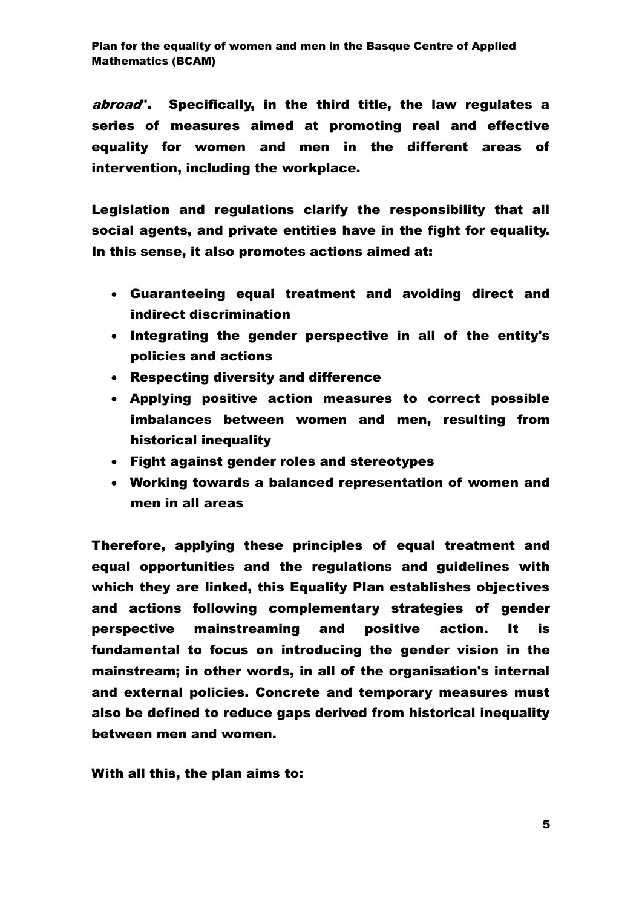*abroad*". Specifically, in the third title, the law regulates a series of measures aimed at promoting real and effective equality for women and men in the different areas of intervention, including the workplace.

Legislation and regulations clarify the responsibility that all social agents, and private entities have in the fight for equality. In this sense, it also promotes actions aimed at:

- Guaranteeing equal treatment and avoiding direct and indirect discrimination
- Integrating the gender perspective in all of the entity's policies and actions
- Respecting diversity and difference
- Applying positive action measures to correct possible imbalances between women and men, resulting from historical inequality
- Fight against gender roles and stereotypes
- Working towards a balanced representation of women and men in all areas

Therefore, applying these principles of equal treatment and equal opportunities and the regulations and guidelines with which they are linked, this Equality Plan establishes objectives and actions following complementary strategies of gender perspective mainstreaming and positive action. It is fundamental to focus on introducing the gender vision in the mainstream; in other words, in all of the organisation's internal and external policies. Concrete and temporary measures must also be defined to reduce gaps derived from historical inequality between men and women.

With all this, the plan aims to: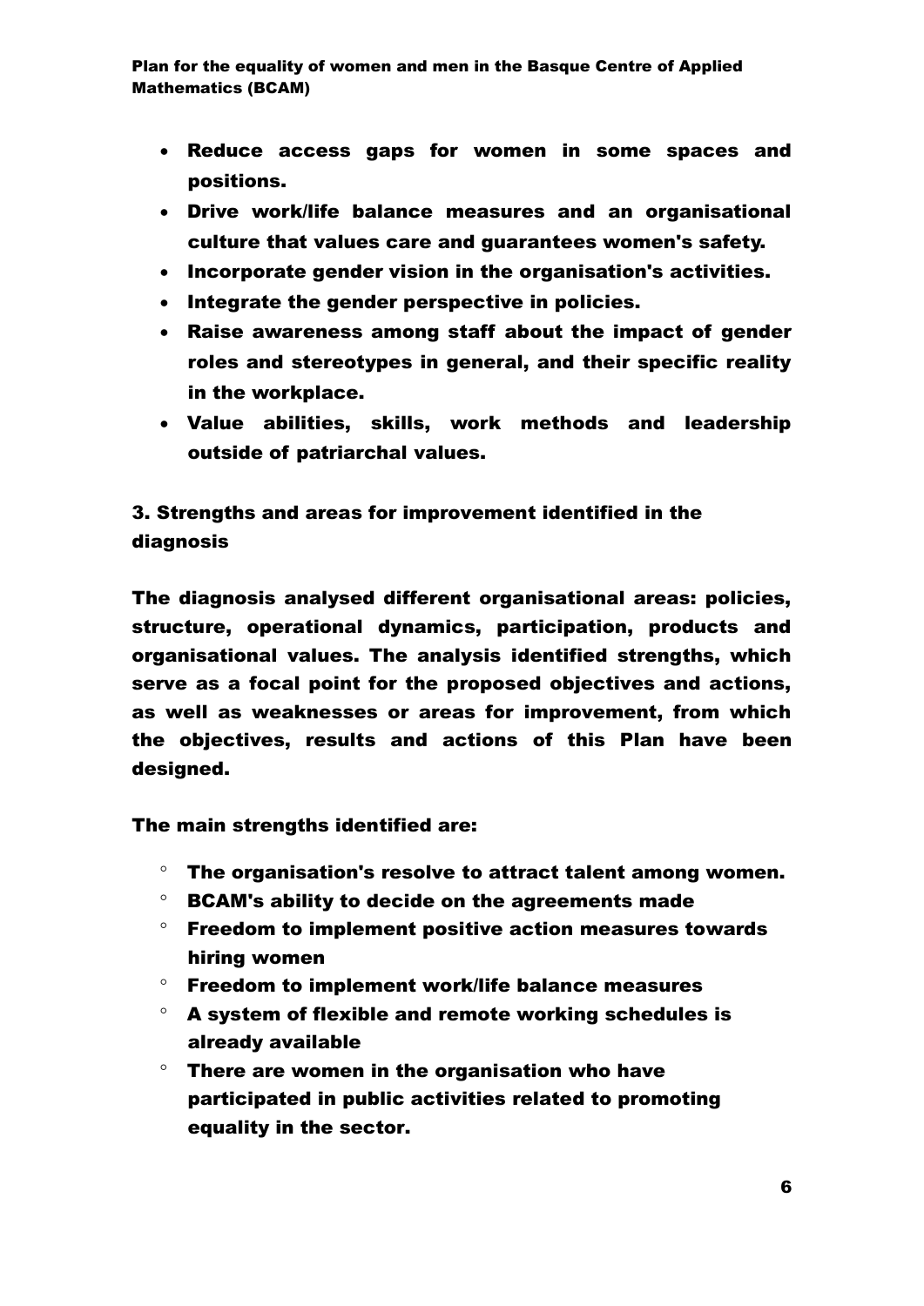- Reduce access gaps for women in some spaces and positions.
- Drive work/life balance measures and an organisational culture that values care and guarantees women's safety.
- Incorporate gender vision in the organisation's activities.
- Integrate the gender perspective in policies.
- Raise awareness among staff about the impact of gender roles and stereotypes in general, and their specific reality in the workplace.
- Value abilities, skills, work methods and leadership outside of patriarchal values.

## 3. Strengths and areas for improvement identified in the diagnosis

The diagnosis analysed different organisational areas: policies, structure, operational dynamics, participation, products and organisational values. The analysis identified strengths, which serve as a focal point for the proposed objectives and actions, as well as weaknesses or areas for improvement, from which the objectives, results and actions of this Plan have been designed.

The main strengths identified are:

- The organisation's resolve to attract talent among women.
- BCAM's ability to decide on the agreements made
- Freedom to implement positive action measures towards hiring women
- Freedom to implement work/life balance measures
- A system of flexible and remote working schedules is already available
- There are women in the organisation who have participated in public activities related to promoting equality in the sector.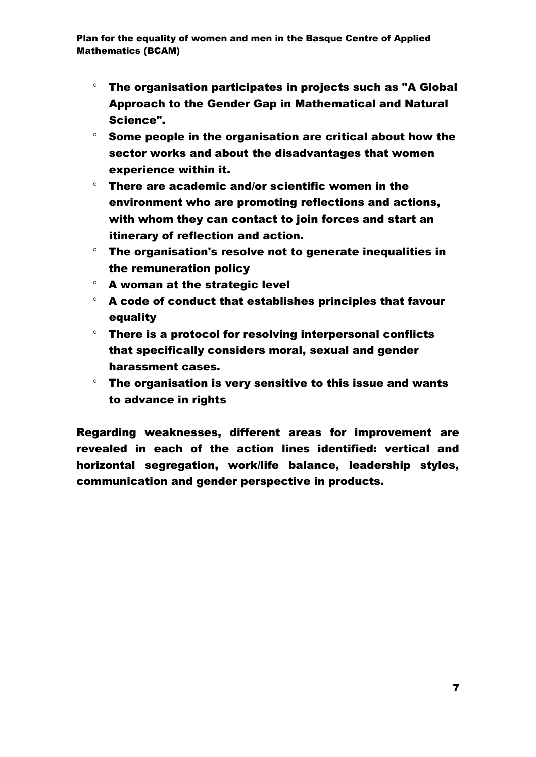- The organisation participates in projects such as "A Global Approach to the Gender Gap in Mathematical and Natural Science".
- Some people in the organisation are critical about how the sector works and about the disadvantages that women experience within it.
- There are academic and/or scientific women in the environment who are promoting reflections and actions, with whom they can contact to join forces and start an itinerary of reflection and action.
- The organisation's resolve not to generate inequalities in the remuneration policy
- A woman at the strategic level
- A code of conduct that establishes principles that favour equality
- There is a protocol for resolving interpersonal conflicts that specifically considers moral, sexual and gender harassment cases.
- The organisation is very sensitive to this issue and wants to advance in rights

Regarding weaknesses, different areas for improvement are revealed in each of the action lines identified: vertical and horizontal segregation, work/life balance, leadership styles, communication and gender perspective in products.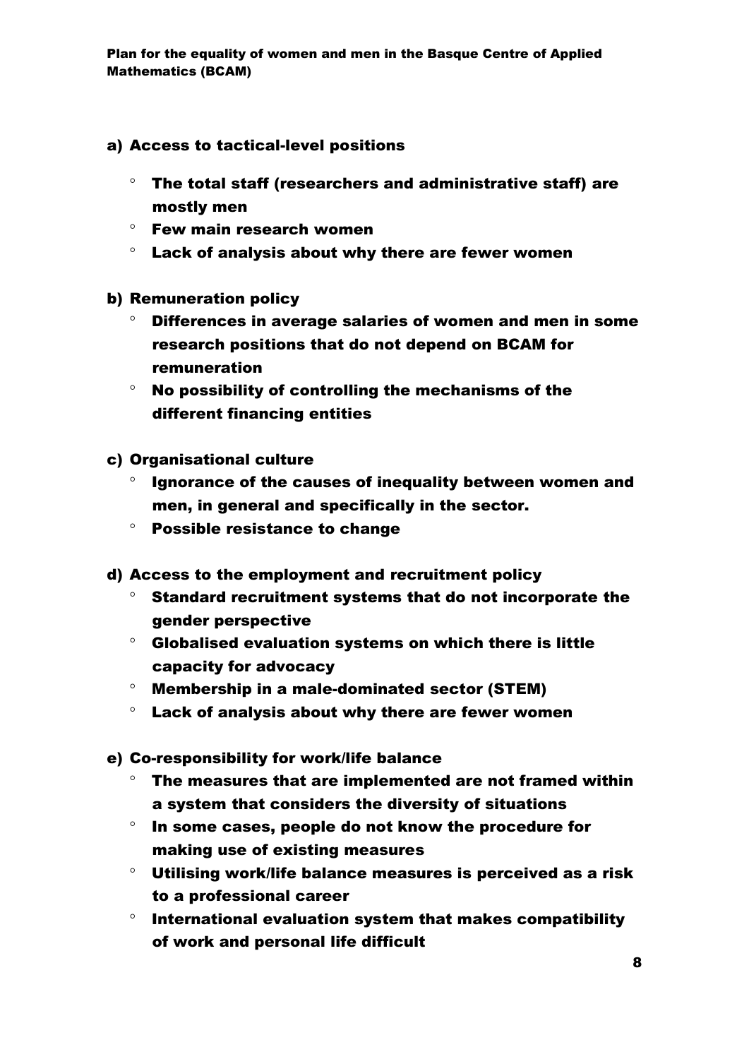**a) Access to tactical-level positions**

- **The total staff (researchers and administrative staff) are mostly men**
- **Few main research women**
- **Lack of analysis about why there are fewer women**

**b) Remuneration policy**

- **Differences in average salaries of women and men in some research positions that do not depend on BCAM for remuneration**
- **No possibility of controlling the mechanisms of the different financing entities**

**c) Organisational culture**

- **Ignorance of the causes of inequality between women and men, in general and specifically in the sector.**
- **Possible resistance to change**

**d) Access to the employment and recruitment policy**

- **Standard recruitment systems that do not incorporate the gender perspective**
- **Globalised evaluation systems on which there is little capacity for advocacy**
- **Membership in a male-dominated sector (STEM)**
- **Lack of analysis about why there are fewer women**

**e) Co-responsibility for work/life balance**

- **The measures that are implemented are not framed within a system that considers the diversity of situations**
- **In some cases, people do not know the procedure for making use of existing measures**
- **Utilising work/life balance measures is perceived as a risk to a professional career**
- **International evaluation system that makes compatibility of work and personal life difficult**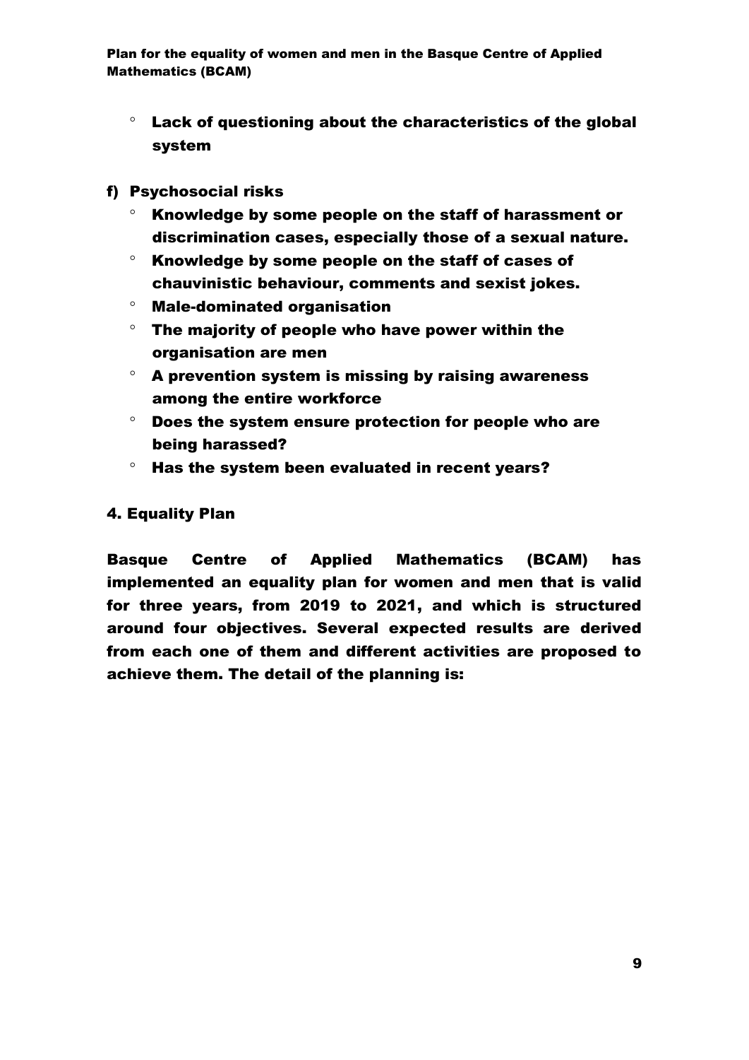- Lack of questioning about the characteristics of the global system

**f) Psychosocial risks**

- Knowledge by some people on the staff of harassment or discrimination cases, especially those of a sexual nature.
- Knowledge by some people on the staff of cases of chauvinistic behaviour, comments and sexist jokes.
- Male-dominated organisation
- The majority of people who have power within the organisation are men
- A prevention system is missing by raising awareness among the entire workforce
- Does the system ensure protection for people who are being harassed?
- Has the system been evaluated in recent years?

## 4. Equality Plan

**Basque Centre of Applied Mathematics (BCAM) has implemented an equality plan for women and men that is valid for three years, from 2019 to 2021, and which is structured around four objectives. Several expected results are derived from each one of them and different activities are proposed to achieve them. The detail of the planning is:**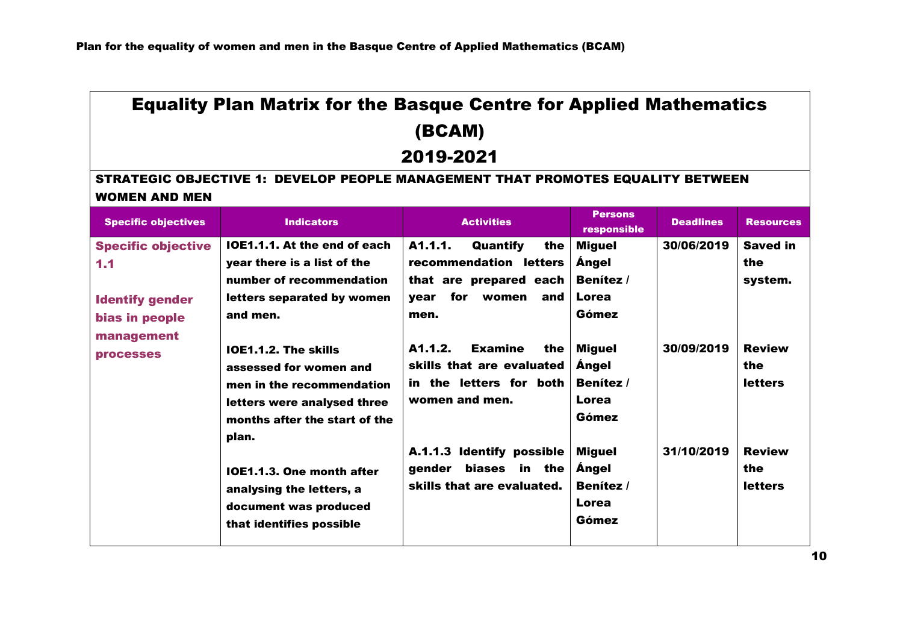# Equality Plan Matrix for the Basque Centre for Applied Mathematics (BCAM) 2019-2021

## STRATEGIC OBJECTIVE 1: DEVELOP PEOPLE MANAGEMENT THAT PROMOTES EQUALITY BETWEEN WOMEN AND MEN

| Specific objectives | Indicators | Activities | Persons responsible | Deadlines | Resources |
|---|---|---|---|---|---|
| **Specific objective 1.1**<br><br>**Identify gender bias in people management processes** | **IOE1.1.1. At the end of each year there is a list of the number of recommendation letters separated by women and men.** | **A1.1.1. Quantify the recommendation letters that are prepared each year for women and men.** | **Miguel Ángel Benítez / Lorea Gómez** | **30/06/2019** | **Saved in the system.** |
| | **IOE1.1.2. The skills assessed for women and men in the recommendation letters were analysed three months after the start of the plan.** | **A1.1.2. Examine the skills that are evaluated in the letters for both women and men.** | **Miguel Ángel Benítez / Lorea Gómez** | **30/09/2019** | **Review the letters** |
| | **IOE1.1.3. One month after analysing the letters, a document was produced that identifies possible** | **A.1.1.3 Identify possible gender biases in the skills that are evaluated.** | **Miguel Ángel Benítez / Lorea Gómez** | **31/10/2019** | **Review the letters** |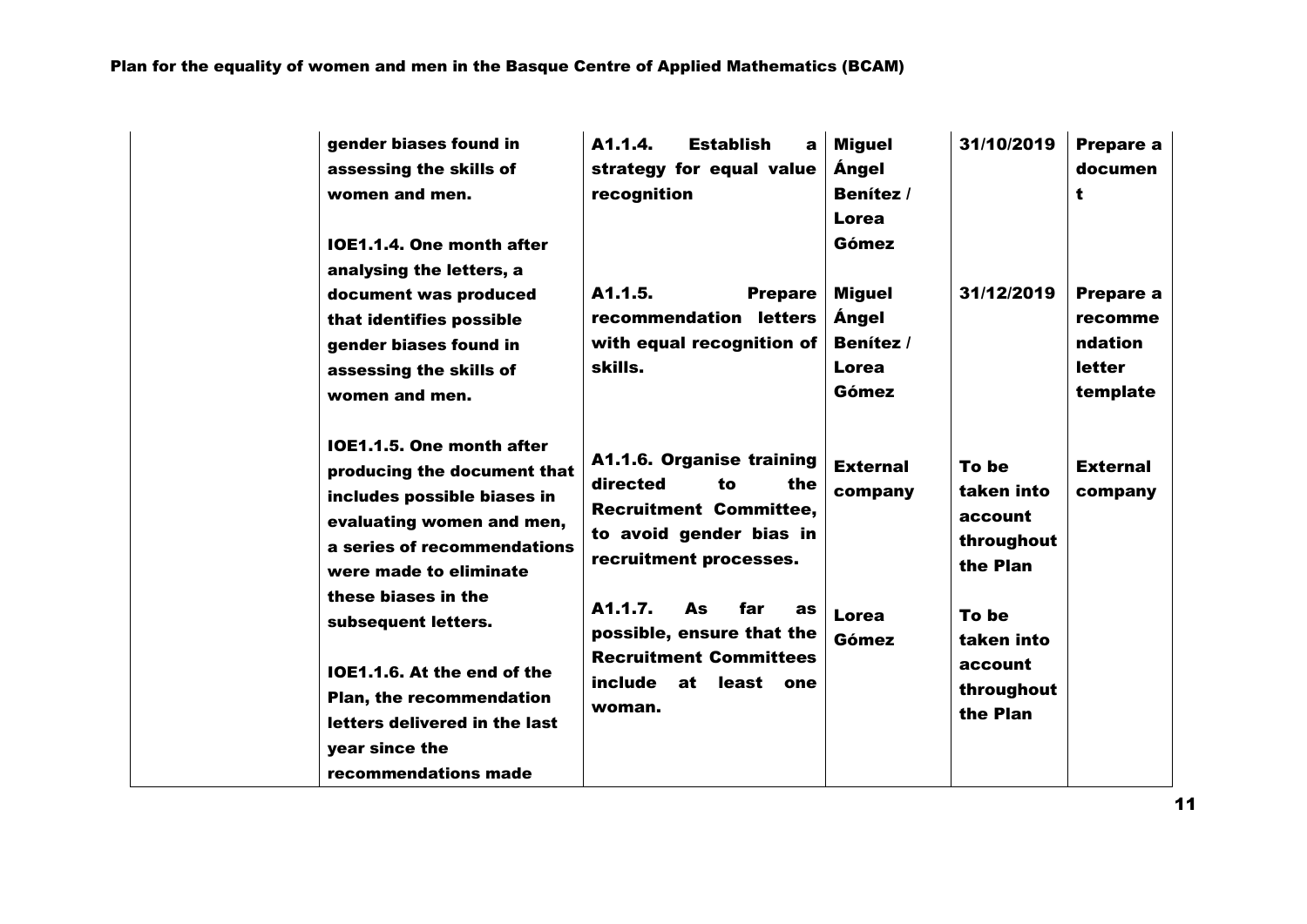| | | | | | |
|---|---|---|---|---|---|
| | gender biases found in assessing the skills of women and men.<br><br>IOE1.1.4. One month after analysing the letters, a document was produced that identifies possible gender biases found in assessing the skills of women and men.<br><br>IOE1.1.5. One month after producing the document that includes possible biases in evaluating women and men, a series of recommendations were made to eliminate these biases in the subsequent letters.<br><br>IOE1.1.6. At the end of the Plan, the recommendation letters delivered in the last year since the recommendations made | A1.1.4. Establish a strategy for equal value recognition | Miguel Ángel Benítez / Lorea Gómez | 31/10/2019 | Prepare a document |
| | | A1.1.5. Prepare recommendation letters with equal recognition of skills. | Miguel Ángel Benítez / Lorea Gómez | 31/12/2019 | Prepare a recommendation letter template |
| | | A1.1.6. Organise training directed to the Recruitment Committee, to avoid gender bias in recruitment processes. | External company | To be taken into account throughout the Plan | External company |
| | | A1.1.7. As far as possible, ensure that the Recruitment Committees include at least one woman. | Lorea Gómez | To be taken into account throughout the Plan | |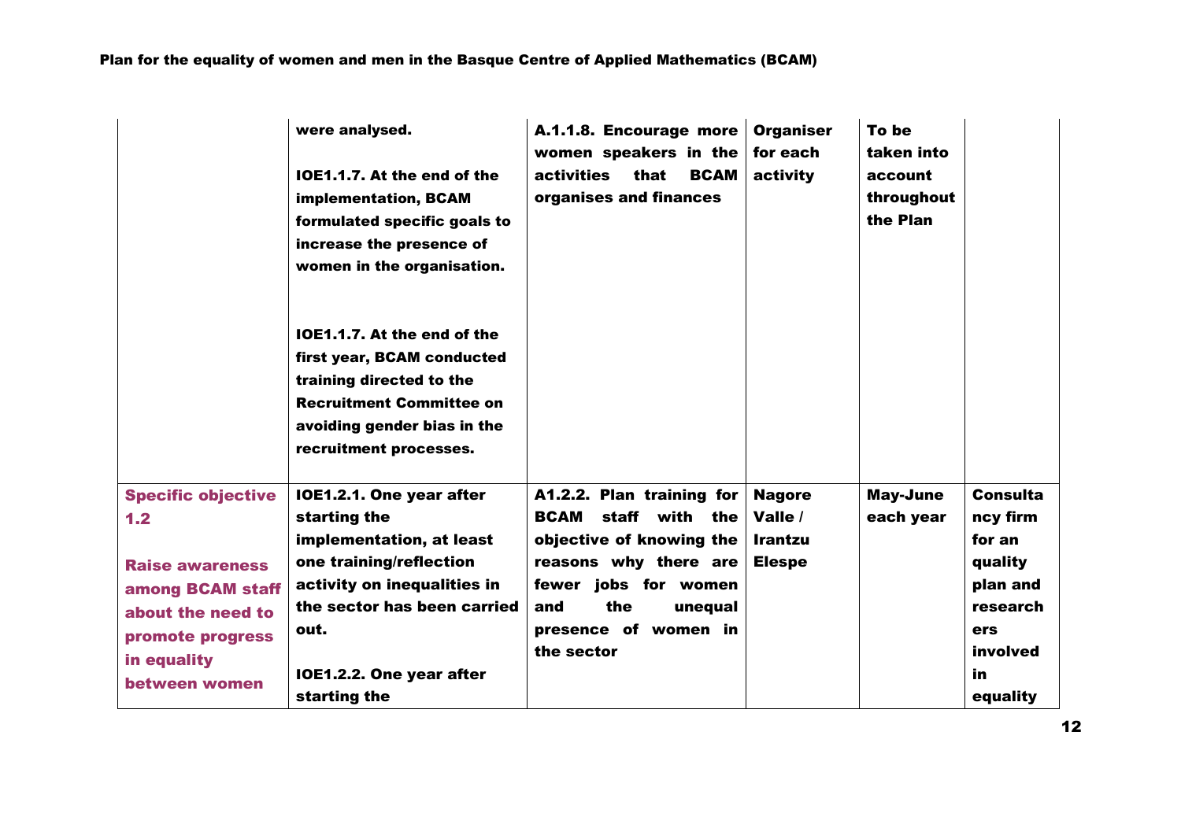| | | | | | |
|---|---|---|---|---|---|
| | **were analysed.**<br><br>**IOE1.1.7. At the end of the implementation, BCAM formulated specific goals to increase the presence of women in the organisation.**<br><br>**IOE1.1.7. At the end of the first year, BCAM conducted training directed to the Recruitment Committee on avoiding gender bias in the recruitment processes.** | **A.1.1.8. Encourage more women speakers in the activities that BCAM organises and finances** | **Organiser for each activity** | **To be taken into account throughout the Plan** | |
| **Specific objective 1.2**<br><br>**Raise awareness among BCAM staff about the need to promote progress in equality between women** | **IOE1.2.1. One year after starting the implementation, at least one training/reflection activity on inequalities in the sector has been carried out.**<br><br>**IOE1.2.2. One year after starting the** | **A1.2.2. Plan training for BCAM staff with the objective of knowing the reasons why there are fewer jobs for women and the unequal presence of women in the sector** | **Nagore Valle / Irantzu Elespe** | **May-June each year** | **Consultancy firm for an quality plan and researchers involved in equality** |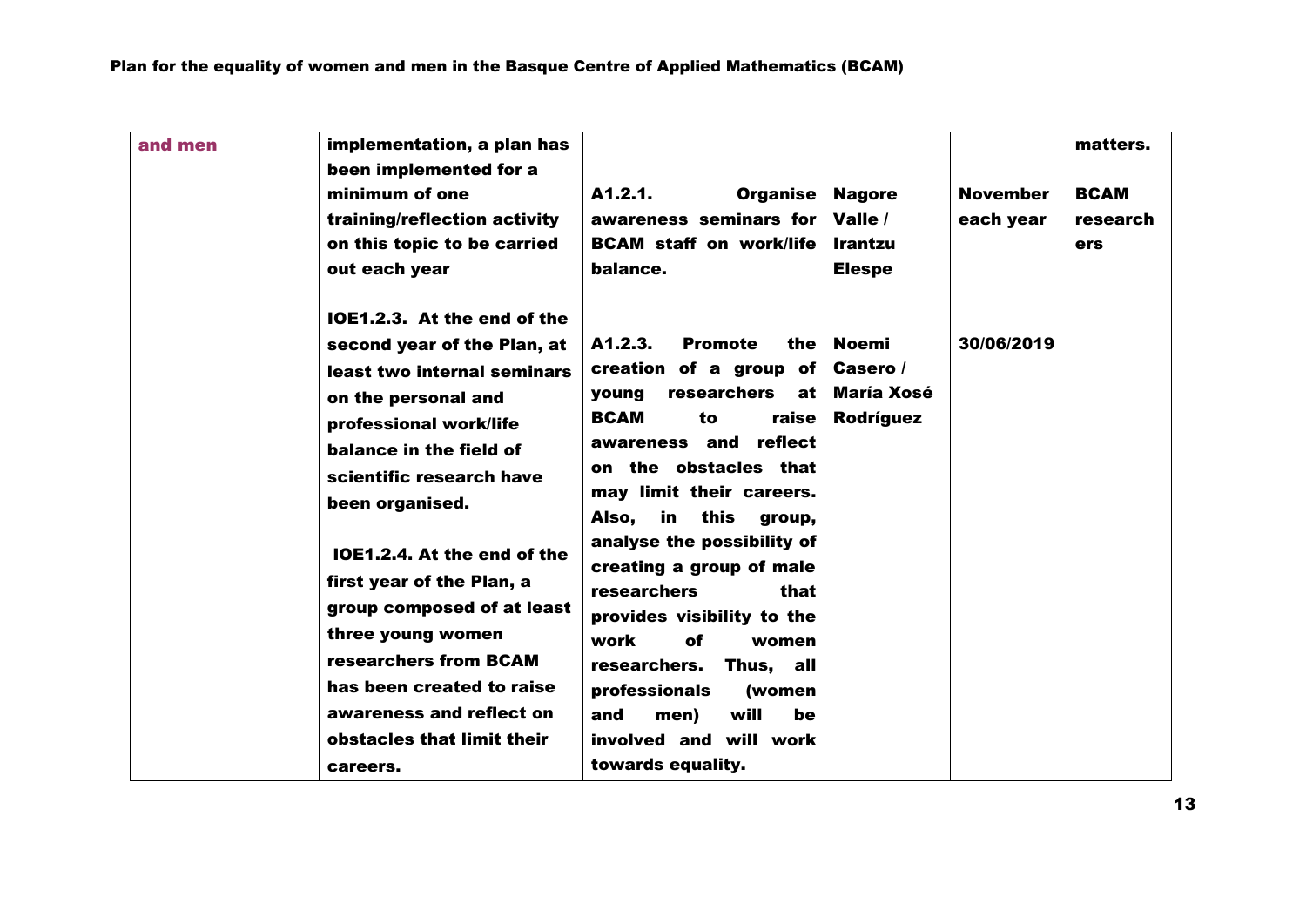| | | | | | |
|---|---|---|---|---|---|
| **and men** | **implementation, a plan has been implemented for a minimum of one training/reflection activity on this topic to be carried out each year**<br><br>**IOE1.2.3. At the end of the second year of the Plan, at least two internal seminars on the personal and professional work/life balance in the field of scientific research have been organised.**<br><br>**IOE1.2.4. At the end of the first year of the Plan, a group composed of at least three young women researchers from BCAM has been created to raise awareness and reflect on obstacles that limit their careers.** | **A1.2.1. Organise awareness seminars for BCAM staff on work/life balance.**<br><br>**A1.2.3. Promote the creation of a group of young researchers at BCAM to raise awareness and reflect on the obstacles that may limit their careers. Also, in this group, analyse the possibility of creating a group of male researchers that provides visibility to the work of women researchers. Thus, all professionals (women and men) will be involved and will work towards equality.** | **Nagore Valle / Irantzu Elespe**<br><br>**Noemi Casero / María Xosé Rodríguez** | **November each year**<br><br>**30/06/2019** | **matters.**<br><br>**BCAM researchers** |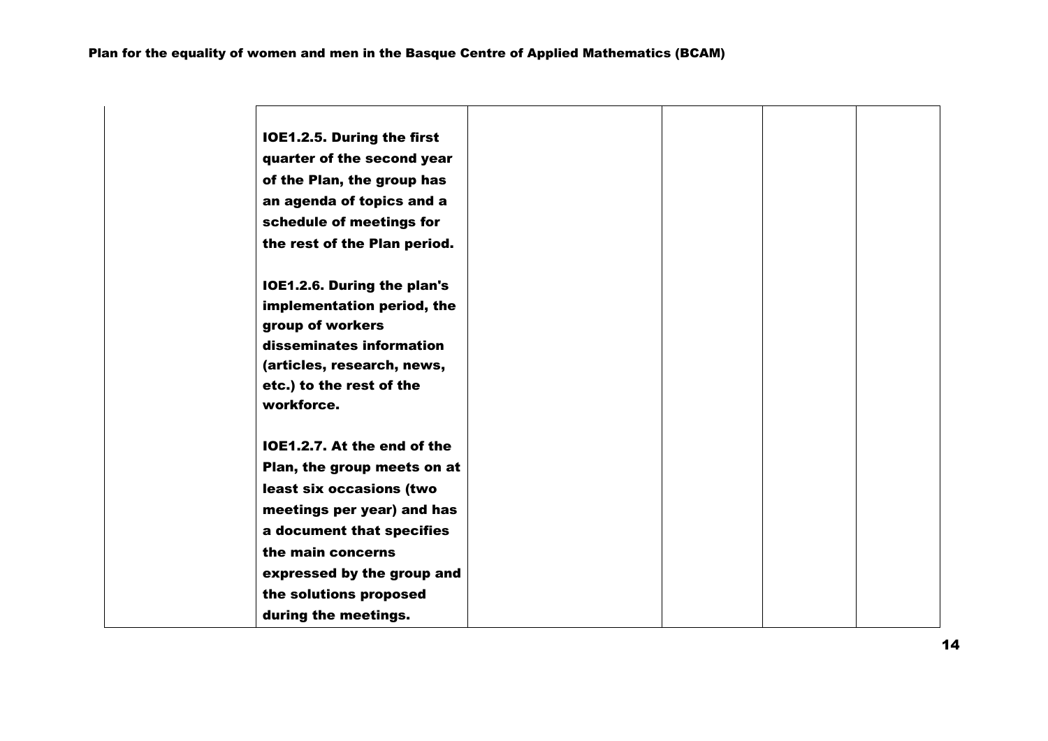|  | IOE1.2.5. During the first quarter of the second year of the Plan, the group has an agenda of topics and a schedule of meetings for the rest of the Plan period.<br><br>IOE1.2.6. During the plan's implementation period, the group of workers disseminates information (articles, research, news, etc.) to the rest of the workforce.<br><br>IOE1.2.7. At the end of the Plan, the group meets on at least six occasions (two meetings per year) and has a document that specifies the main concerns expressed by the group and the solutions proposed during the meetings. |  |  |  |  |
|---|---|---|---|---|---|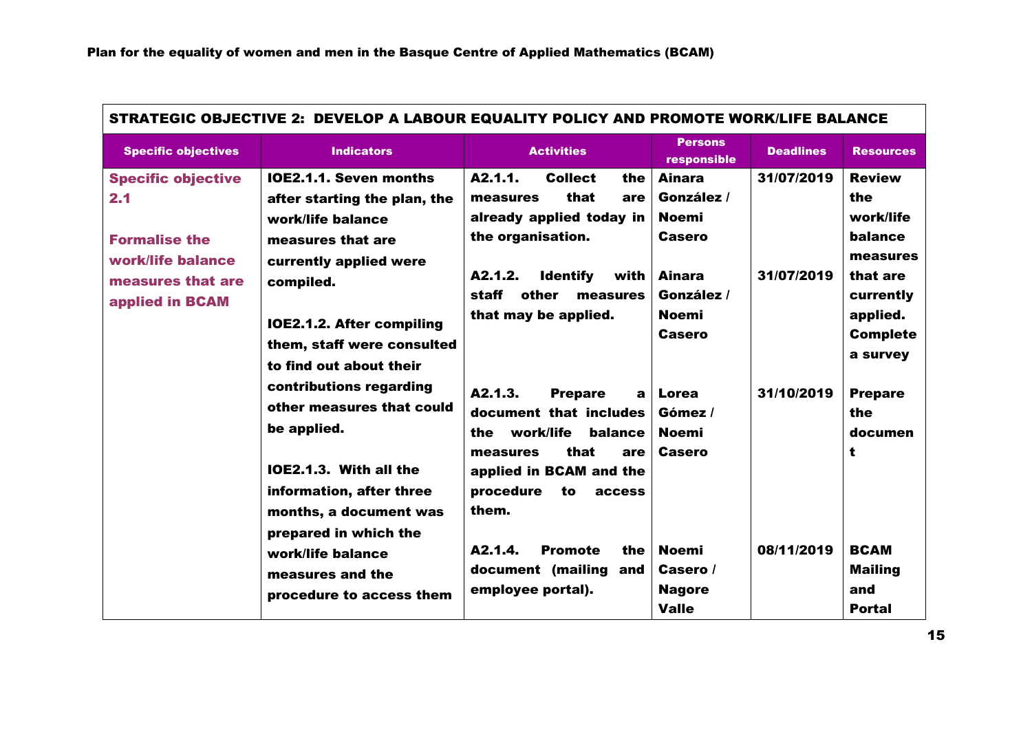| STRATEGIC OBJECTIVE 2: DEVELOP A LABOUR EQUALITY POLICY AND PROMOTE WORK/LIFE BALANCE | | | | | |
|---|---|---|---|---|---|
| **Specific objectives** | **Indicators** | **Activities** | **Persons responsible** | **Deadlines** | **Resources** |
| **Specific objective 2.1**<br><br>**Formalise the work/life balance measures that are applied in BCAM** | **IOE2.1.1. Seven months after starting the plan, the work/life balance measures that are currently applied were compiled.**<br><br>**IOE2.1.2. After compiling them, staff were consulted to find out about their contributions regarding other measures that could be applied.**<br><br>**IOE2.1.3. With all the information, after three months, a document was prepared in which the work/life balance measures and the procedure to access them** | **A2.1.1. Collect the measures that are already applied today in the organisation.**<br><br>**A2.1.2. Identify with staff other measures that may be applied.**<br><br>**A2.1.3. Prepare a document that includes the work/life balance measures that are applied in BCAM and the procedure to access them.**<br><br>**A2.1.4. Promote the document (mailing and employee portal).** | **Ainara González / Noemi Casero**<br><br>**Ainara González / Noemi Casero**<br><br>**Lorea Gómez / Noemi Casero**<br><br>**Noemi Casero / Nagore Valle** | **31/07/2019**<br><br>**31/07/2019**<br><br>**31/10/2019**<br><br>**08/11/2019** | **Review the work/life balance measures that are currently applied. Complete a survey**<br><br>**Prepare the document**<br><br>**BCAM Mailing and Portal** |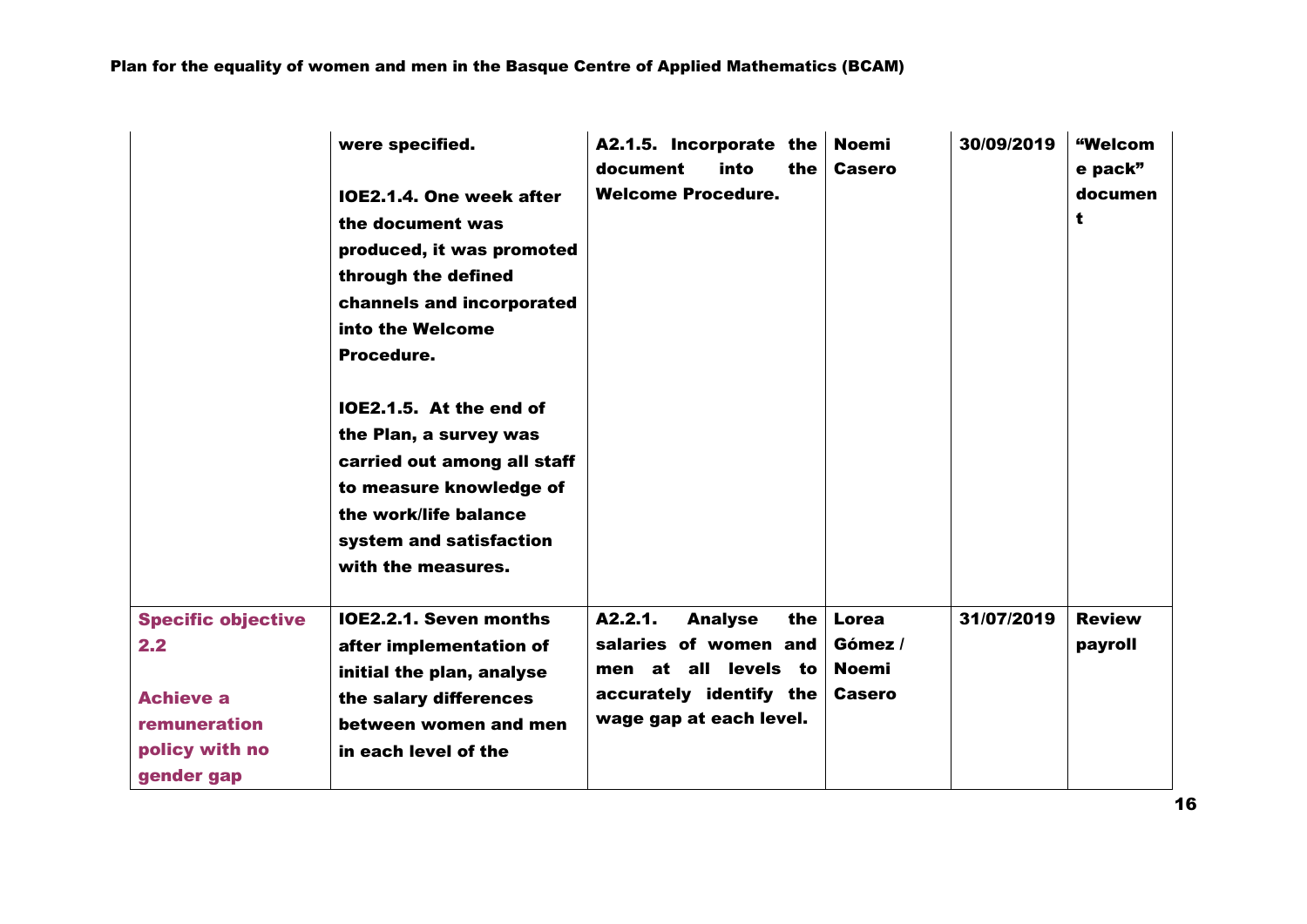| | | | | | |
|---|---|---|---|---|---|
| | **were specified.**<br><br>**IOE2.1.4. One week after the document was produced, it was promoted through the defined channels and incorporated into the Welcome Procedure.**<br><br>**IOE2.1.5. At the end of the Plan, a survey was carried out among all staff to measure knowledge of the work/life balance system and satisfaction with the measures.** | **A2.1.5. Incorporate the document into the Welcome Procedure.** | **Noemi Casero** | **30/09/2019** | **"Welcome pack" document** |
| **Specific objective 2.2**<br><br>**Achieve a remuneration policy with no gender gap** | **IOE2.2.1. Seven months after implementation of initial the plan, analyse the salary differences between women and men in each level of the** | **A2.2.1. Analyse the salaries of women and men at all levels to accurately identify the wage gap at each level.** | **Lorea Gómez / Noemi Casero** | **31/07/2019** | **Review payroll** |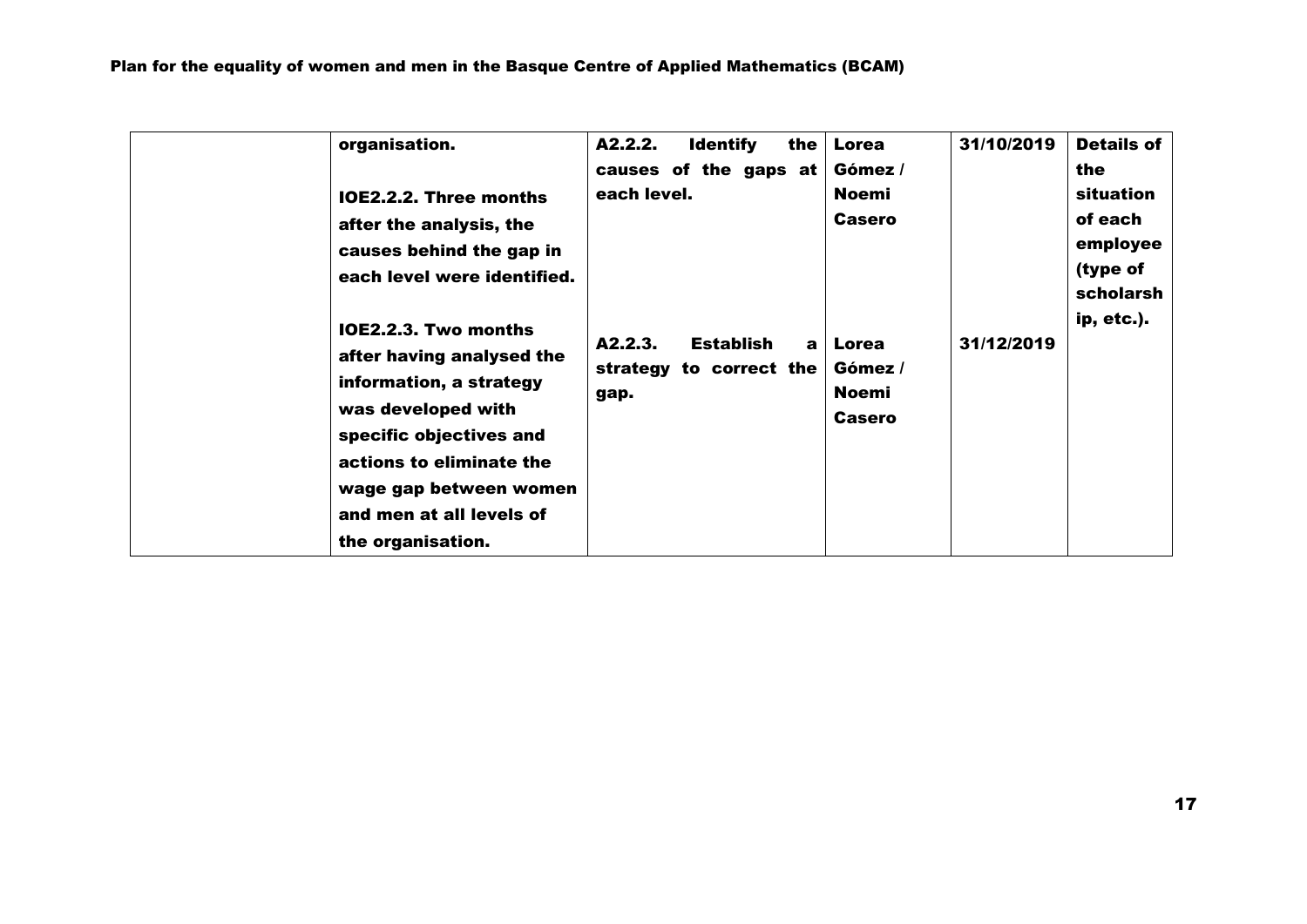| | | | | | |
|---|---|---|---|---|---|
| | **organisation.**<br><br>**IOE2.2.2. Three months after the analysis, the causes behind the gap in each level were identified.** | **A2.2.2. Identify the causes of the gaps at each level.** | **Lorea Gómez / Noemi Casero** | **31/10/2019** | **Details of the situation of each employee (type of scholarship, etc.).** |
| | **IOE2.2.3. Two months after having analysed the information, a strategy was developed with specific objectives and actions to eliminate the wage gap between women and men at all levels of the organisation.** | **A2.2.3. Establish a strategy to correct the gap.** | **Lorea Gómez / Noemi Casero** | **31/12/2019** | |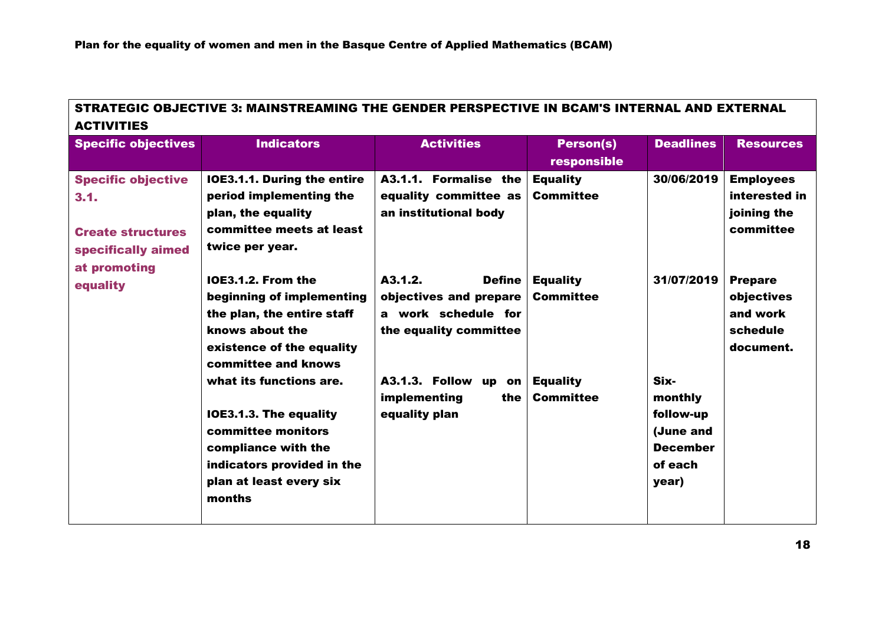| STRATEGIC OBJECTIVE 3: MAINSTREAMING THE GENDER PERSPECTIVE IN BCAM'S INTERNAL AND EXTERNAL ACTIVITIES | | | | | |
|---|---|---|---|---|---|
| **Specific objectives** | **Indicators** | **Activities** | **Person(s) responsible** | **Deadlines** | **Resources** |
| **Specific objective 3.1.**<br><br>**Create structures specifically aimed at promoting equality** | **IOE3.1.1. During the entire period implementing the plan, the equality committee meets at least twice per year.** | **A3.1.1. Formalise the equality committee as an institutional body** | **Equality Committee** | **30/06/2019** | **Employees interested in joining the committee** |
| | **IOE3.1.2. From the beginning of implementing the plan, the entire staff knows about the existence of the equality committee and knows what its functions are.** | **A3.1.2. Define objectives and prepare a work schedule for the equality committee** | **Equality Committee** | **31/07/2019** | **Prepare objectives and work schedule document.** |
| | **IOE3.1.3. The equality committee monitors compliance with the indicators provided in the plan at least every six months** | **A3.1.3. Follow up on implementing the equality plan** | **Equality Committee** | **Six-monthly follow-up (June and December of each year)** | |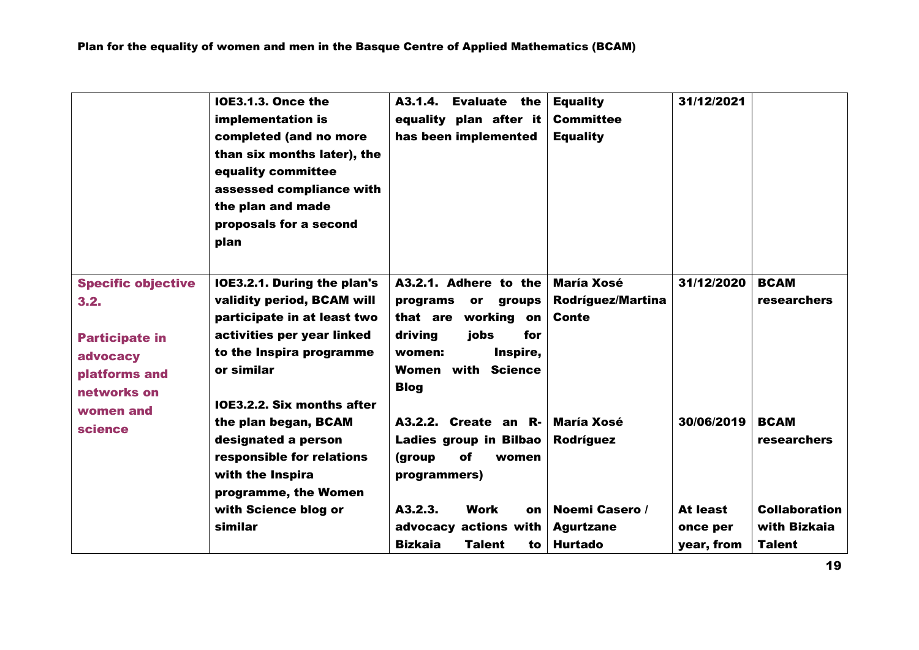| | | | | | |
|---|---|---|---|---|---|
| | **IOE3.1.3. Once the implementation is completed (and no more than six months later), the equality committee assessed compliance with the plan and made proposals for a second plan** | **A3.1.4. Evaluate the equality plan after it has been implemented** | **Equality Committee Equality** | **31/12/2021** | |
| **Specific objective 3.2.**<br><br>**Participate in advocacy platforms and networks on women and science** | **IOE3.2.1. During the plan's validity period, BCAM will participate in at least two activities per year linked to the Inspira programme or similar**<br><br>**IOE3.2.2. Six months after the plan began, BCAM designated a person responsible for relations with the Inspira programme, the Women with Science blog or similar** | **A3.2.1. Adhere to the programs or groups that are working on driving jobs for women: Inspire, Women with Science Blog** | **María Xosé Rodríguez/Martina Conte** | **31/12/2020** | **BCAM researchers** |
| | | **A3.2.2. Create an R-Ladies group in Bilbao (group of women programmers)** | **María Xosé Rodríguez** | **30/06/2019** | **BCAM researchers** |
| | | **A3.2.3. Work on advocacy actions with Bizkaia Talent to** | **Noemi Casero / Agurtzane Hurtado** | **At least once per year, from** | **Collaboration with Bizkaia Talent** |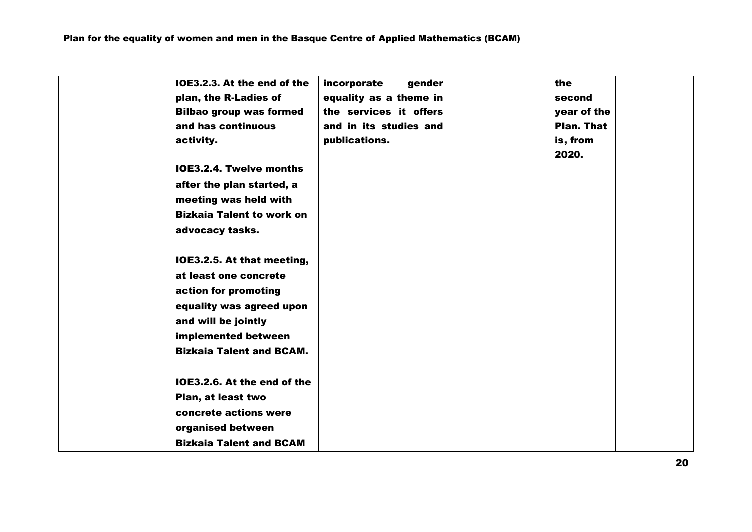| | | | | | |
|---|---|---|---|---|---|
| | **IOE3.2.3. At the end of the plan, the R-Ladies of Bilbao group was formed and has continuous activity.**<br><br>**IOE3.2.4. Twelve months after the plan started, a meeting was held with Bizkaia Talent to work on advocacy tasks.**<br><br>**IOE3.2.5. At that meeting, at least one concrete action for promoting equality was agreed upon and will be jointly implemented between Bizkaia Talent and BCAM.**<br><br>**IOE3.2.6. At the end of the Plan, at least two concrete actions were organised between Bizkaia Talent and BCAM** | **incorporate gender equality as a theme in the services it offers and in its studies and publications.** | | **the second year of the Plan. That is, from 2020.** | |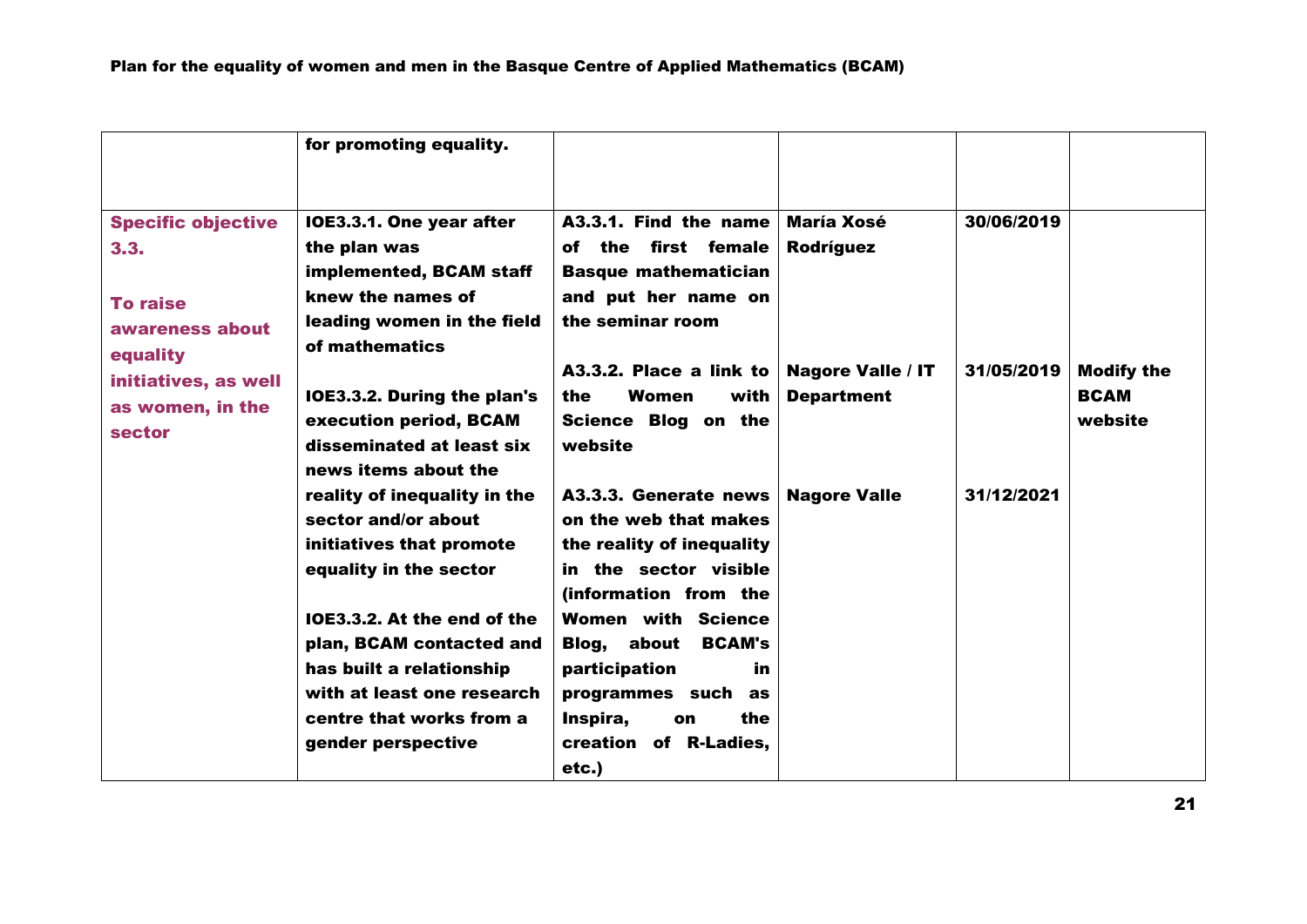| | for promoting equality. | | | | |
|---|---|---|---|---|---|
| **Specific objective 3.3.**<br><br>**To raise awareness about equality initiatives, as well as women, in the sector** | **IOE3.3.1. One year after the plan was implemented, BCAM staff knew the names of leading women in the field of mathematics**<br><br>**IOE3.3.2. During the plan's execution period, BCAM disseminated at least six news items about the reality of inequality in the sector and/or about initiatives that promote equality in the sector**<br><br>**IOE3.3.2. At the end of the plan, BCAM contacted and has built a relationship with at least one research centre that works from a gender perspective** | **A3.3.1. Find the name of the first female Basque mathematician and put her name on the seminar room**<br><br>**A3.3.2. Place a link to the Women with Science Blog on the website**<br><br>**A3.3.3. Generate news on the web that makes the reality of inequality in the sector visible (information from the Women with Science Blog, about BCAM's participation in programmes such as Inspira, on the creation of R-Ladies, etc.)** | **María Xosé Rodríguez**<br><br>**Nagore Valle / IT Department**<br><br>**Nagore Valle** | **30/06/2019**<br><br>**31/05/2019**<br><br>**31/12/2021** | <br><br>**Modify the BCAM website** |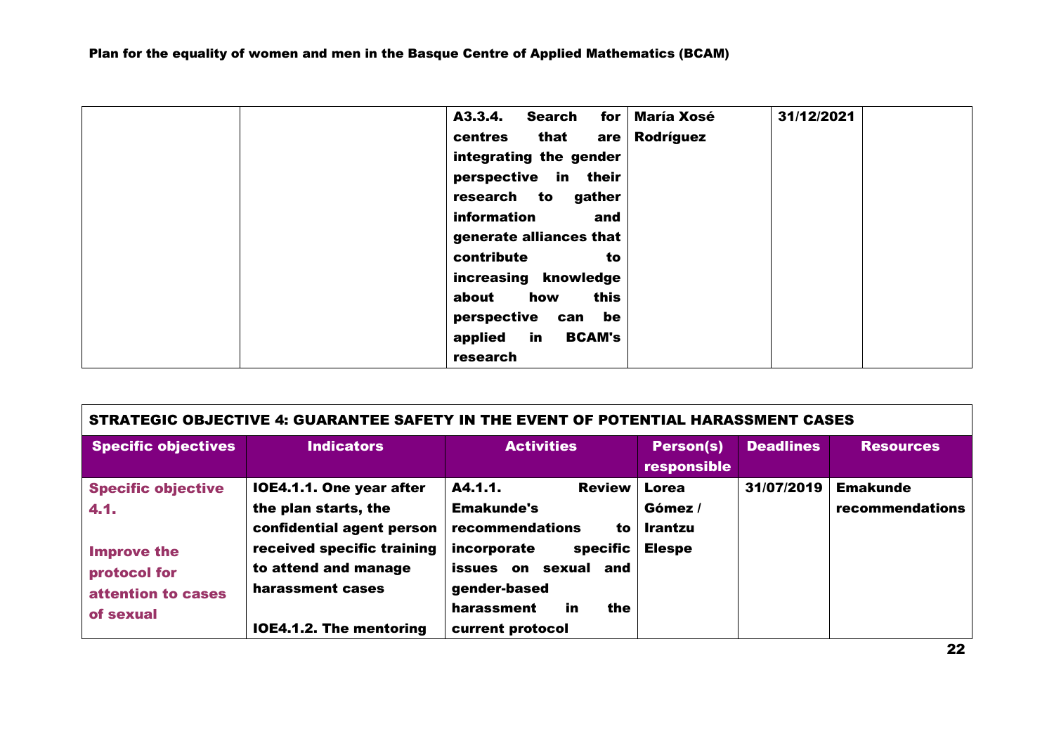| | | A3.3.4. Search for centres that are integrating the gender perspective in their research to gather information and generate alliances that contribute to increasing knowledge about how this perspective can be applied in BCAM's research | María Xosé Rodríguez | 31/12/2021 | |
|---|---|---|---|---|---|

| STRATEGIC OBJECTIVE 4: GUARANTEE SAFETY IN THE EVENT OF POTENTIAL HARASSMENT CASES | | | | | |
|---|---|---|---|---|---|
| **Specific objectives** | **Indicators** | **Activities** | **Person(s) responsible** | **Deadlines** | **Resources** |
| **Specific objective 4.1.** <br><br> **Improve the protocol for attention to cases of sexual** | IOE4.1.1. One year after the plan starts, the confidential agent person received specific training to attend and manage harassment cases <br><br> IOE4.1.2. The mentoring | A4.1.1. Review Emakunde's recommendations to incorporate specific issues on sexual and gender-based harassment in the current protocol | Lorea Gómez / Irantzu Elespe | 31/07/2019 | Emakunde recommendations |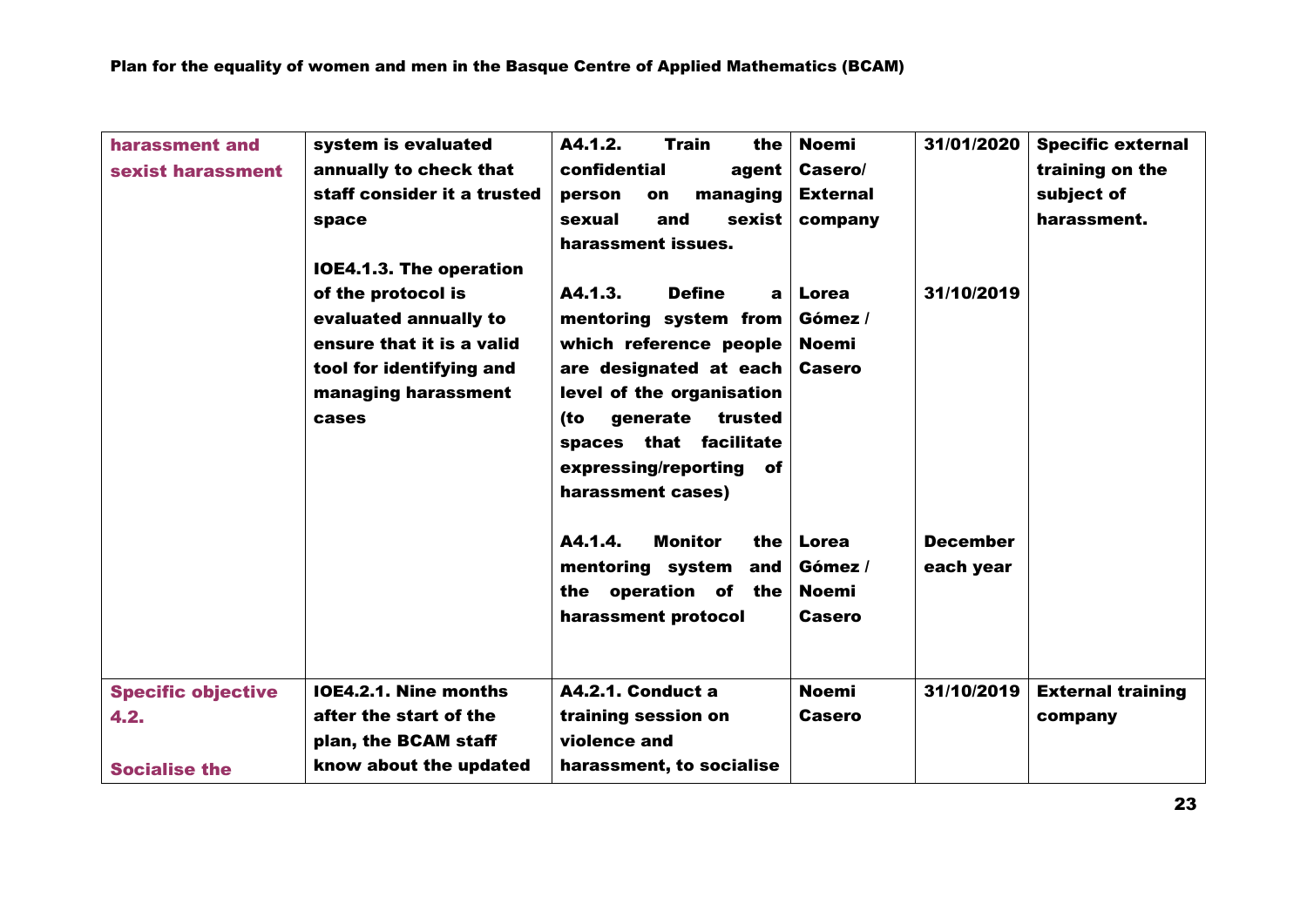| | | | | | |
|---|---|---|---|---|---|
| **harassment and sexist harassment** | **system is evaluated annually to check that staff consider it a trusted space**<br><br>**IOE4.1.3. The operation of the protocol is evaluated annually to ensure that it is a valid tool for identifying and managing harassment cases** | **A4.1.2. Train the confidential agent person on managing sexual and sexist harassment issues.**<br><br>**A4.1.3. Define a mentoring system from which reference people are designated at each level of the organisation (to generate trusted spaces that facilitate expressing/reporting of harassment cases)**<br><br>**A4.1.4. Monitor the mentoring system and the operation of the harassment protocol** | **Noemi Casero/ External company**<br><br>**Lorea Gómez / Noemi Casero**<br><br>**Lorea Gómez / Noemi Casero** | **31/01/2020**<br><br>**31/10/2019**<br><br>**December each year** | **Specific external training on the subject of harassment.** |
| **Specific objective 4.2.**<br><br>**Socialise the** | **IOE4.2.1. Nine months after the start of the plan, the BCAM staff know about the updated** | **A4.2.1. Conduct a training session on violence and harassment, to socialise** | **Noemi Casero** | **31/10/2019** | **External training company** |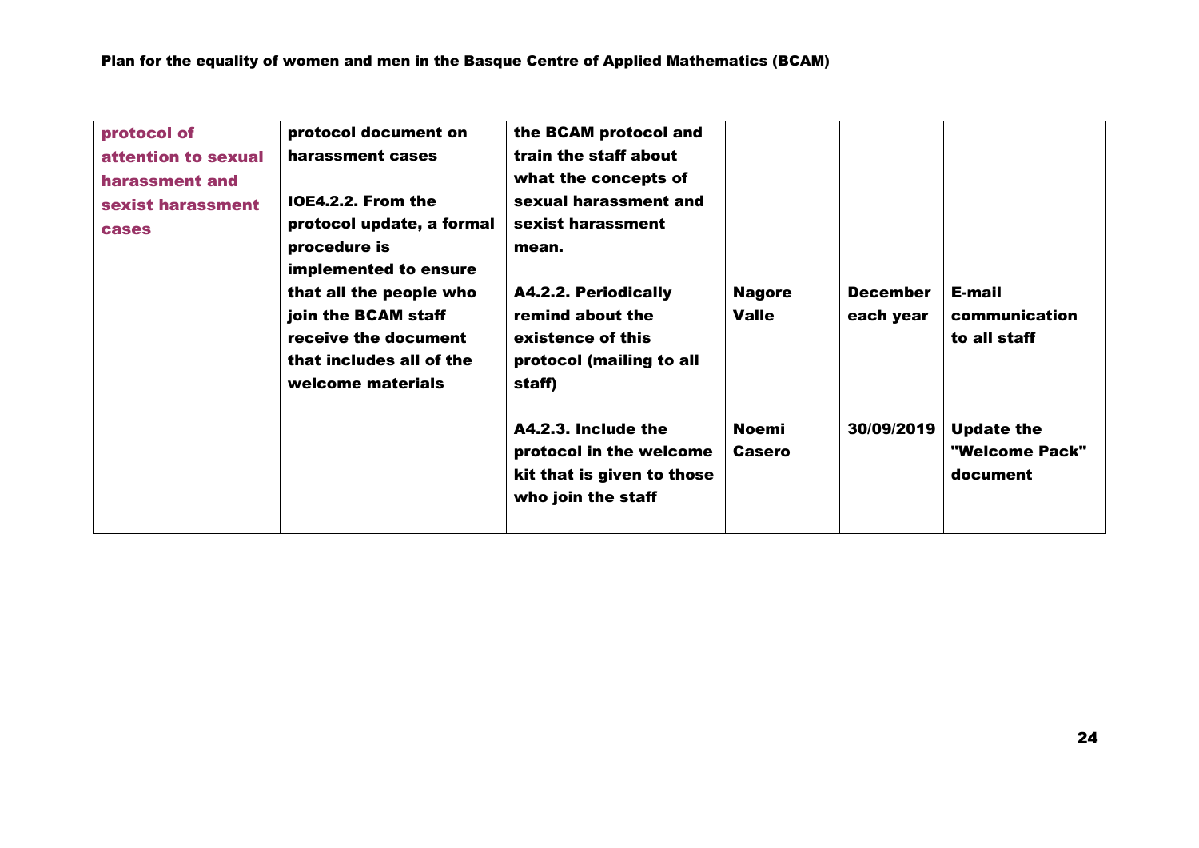| | | | | | |
|---|---|---|---|---|---|
| **protocol of attention to sexual harassment and sexist harassment cases** | **protocol document on harassment cases** | **the BCAM protocol and train the staff about what the concepts of sexual harassment and sexist harassment mean.** | | | |
| | **IOE4.2.2. From the protocol update, a formal procedure is implemented to ensure that all the people who join the BCAM staff receive the document that includes all of the welcome materials** | **A4.2.2. Periodically remind about the existence of this protocol (mailing to all staff)** | **Nagore Valle** | **December each year** | **E-mail communication to all staff** |
| | | **A4.2.3. Include the protocol in the welcome kit that is given to those who join the staff** | **Noemi Casero** | **30/09/2019** | **Update the "Welcome Pack" document** |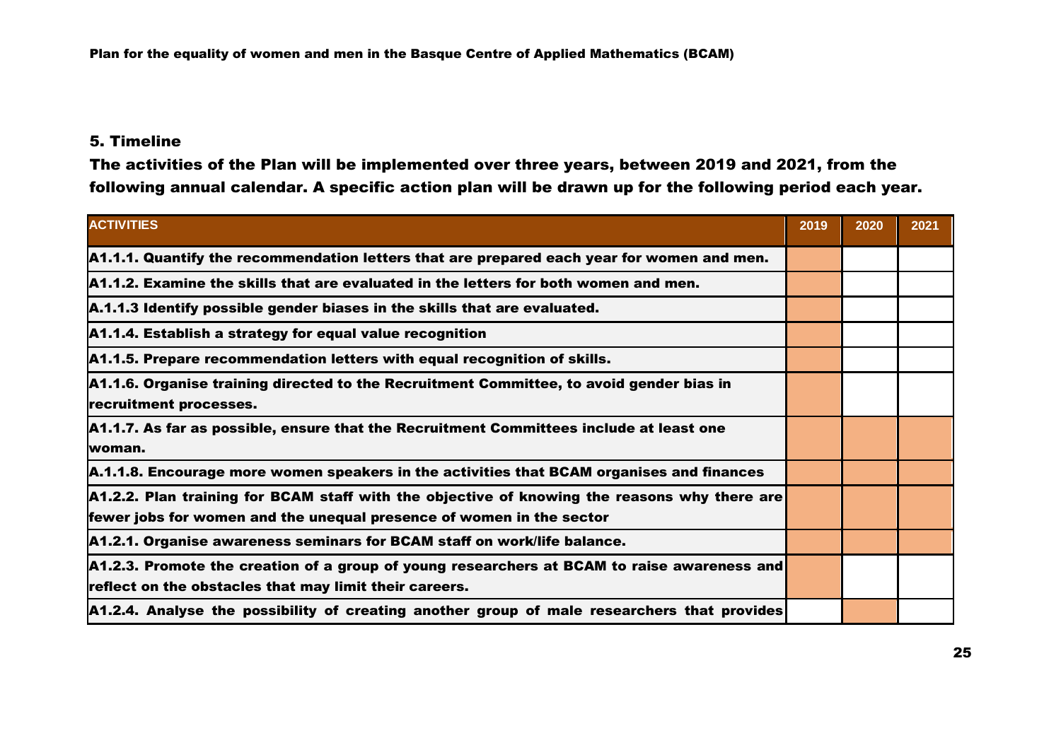## 5. Timeline

**The activities of the Plan will be implemented over three years, between 2019 and 2021, from the following annual calendar. A specific action plan will be drawn up for the following period each year.**

| ACTIVITIES | 2019 | 2020 | 2021 |
|---|---|---|---|
| A1.1.1. Quantify the recommendation letters that are prepared each year for women and men. | X | | |
| A1.1.2. Examine the skills that are evaluated in the letters for both women and men. | X | | |
| A.1.1.3 Identify possible gender biases in the skills that are evaluated. | X | | |
| A1.1.4. Establish a strategy for equal value recognition | X | | |
| A1.1.5. Prepare recommendation letters with equal recognition of skills. | X | | |
| A1.1.6. Organise training directed to the Recruitment Committee, to avoid gender bias in recruitment processes. | X | | |
| A1.1.7. As far as possible, ensure that the Recruitment Committees include at least one woman. | X | X | X |
| A.1.1.8. Encourage more women speakers in the activities that BCAM organises and finances | X | X | X |
| A1.2.2. Plan training for BCAM staff with the objective of knowing the reasons why there are fewer jobs for women and the unequal presence of women in the sector | X | X | X |
| A1.2.1. Organise awareness seminars for BCAM staff on work/life balance. | X | X | X |
| A1.2.3. Promote the creation of a group of young researchers at BCAM to raise awareness and reflect on the obstacles that may limit their careers. | X | | |
| A1.2.4. Analyse the possibility of creating another group of male researchers that provides | | X | |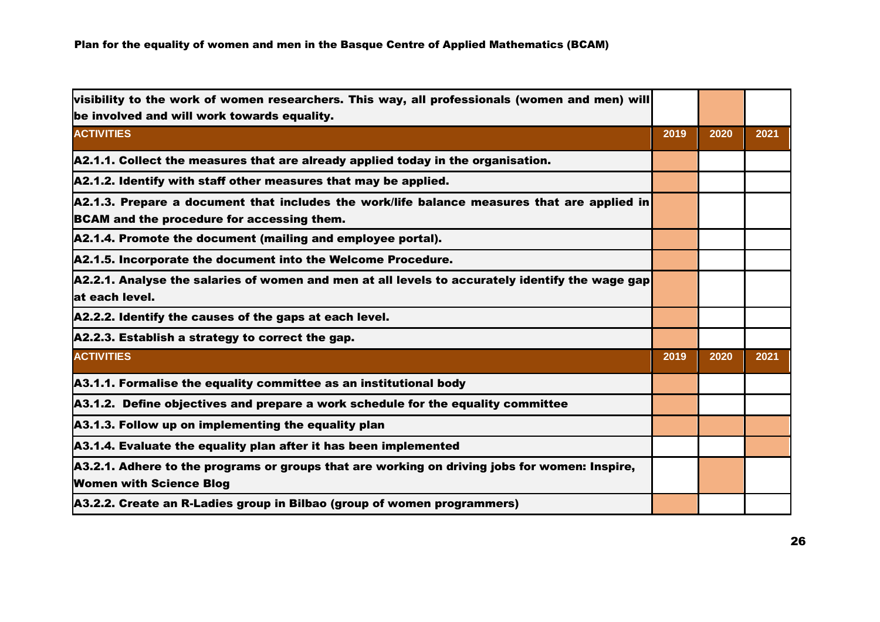| visibility to the work of women researchers. This way, all professionals (women and men) will be involved and will work towards equality. | | X | |
|---|---|---|---|
| **ACTIVITIES** | **2019** | **2020** | **2021** |
| A2.1.1. Collect the measures that are already applied today in the organisation. | X | | |
| A2.1.2. Identify with staff other measures that may be applied. | X | | |
| A2.1.3. Prepare a document that includes the work/life balance measures that are applied in BCAM and the procedure for accessing them. | X | | |
| A2.1.4. Promote the document (mailing and employee portal). | X | | |
| A2.1.5. Incorporate the document into the Welcome Procedure. | X | | |
| A2.2.1. Analyse the salaries of women and men at all levels to accurately identify the wage gap at each level. | X | | |
| A2.2.2. Identify the causes of the gaps at each level. | X | | |
| A2.2.3. Establish a strategy to correct the gap. | X | | |
| **ACTIVITIES** | **2019** | **2020** | **2021** |
| A3.1.1. Formalise the equality committee as an institutional body | X | | |
| A3.1.2. Define objectives and prepare a work schedule for the equality committee | X | | |
| A3.1.3. Follow up on implementing the equality plan | X | X | X |
| A3.1.4. Evaluate the equality plan after it has been implemented | | | X |
| A3.2.1. Adhere to the programs or groups that are working on driving jobs for women: Inspire, Women with Science Blog | | X | |
| A3.2.2. Create an R-Ladies group in Bilbao (group of women programmers) | X | | |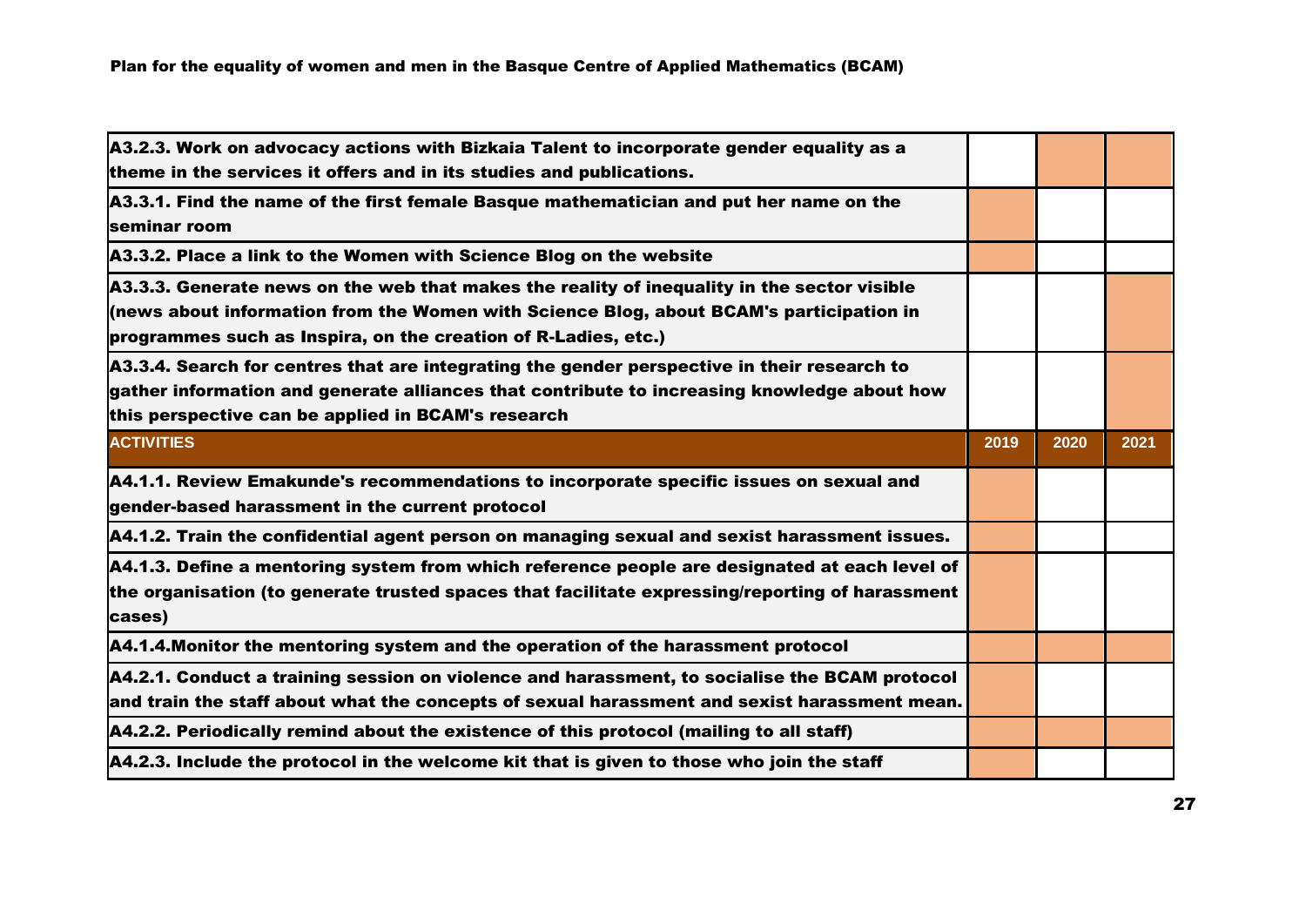| | | | |
|---|---|---|---|
| **A3.2.3. Work on advocacy actions with Bizkaia Talent to incorporate gender equality as a theme in the services it offers and in its studies and publications.** | | X | X |
| **A3.3.1. Find the name of the first female Basque mathematician and put her name on the seminar room** | X | | |
| **A3.3.2. Place a link to the Women with Science Blog on the website** | X | | |
| **A3.3.3. Generate news on the web that makes the reality of inequality in the sector visible (news about information from the Women with Science Blog, about BCAM's participation in programmes such as Inspira, on the creation of R-Ladies, etc.)** | | | X |
| **A3.3.4. Search for centres that are integrating the gender perspective in their research to gather information and generate alliances that contribute to increasing knowledge about how this perspective can be applied in BCAM's research** | | | X |
| **ACTIVITIES** | **2019** | **2020** | **2021** |
| **A4.1.1. Review Emakunde's recommendations to incorporate specific issues on sexual and gender-based harassment in the current protocol** | X | | |
| **A4.1.2. Train the confidential agent person on managing sexual and sexist harassment issues.** | X | | |
| **A4.1.3. Define a mentoring system from which reference people are designated at each level of the organisation (to generate trusted spaces that facilitate expressing/reporting of harassment cases)** | X | | |
| **A4.1.4.Monitor the mentoring system and the operation of the harassment protocol** | X | X | X |
| **A4.2.1. Conduct a training session on violence and harassment, to socialise the BCAM protocol and train the staff about what the concepts of sexual harassment and sexist harassment mean.** | X | | |
| **A4.2.2. Periodically remind about the existence of this protocol (mailing to all staff)** | X | X | X |
| **A4.2.3. Include the protocol in the welcome kit that is given to those who join the staff** | X | | |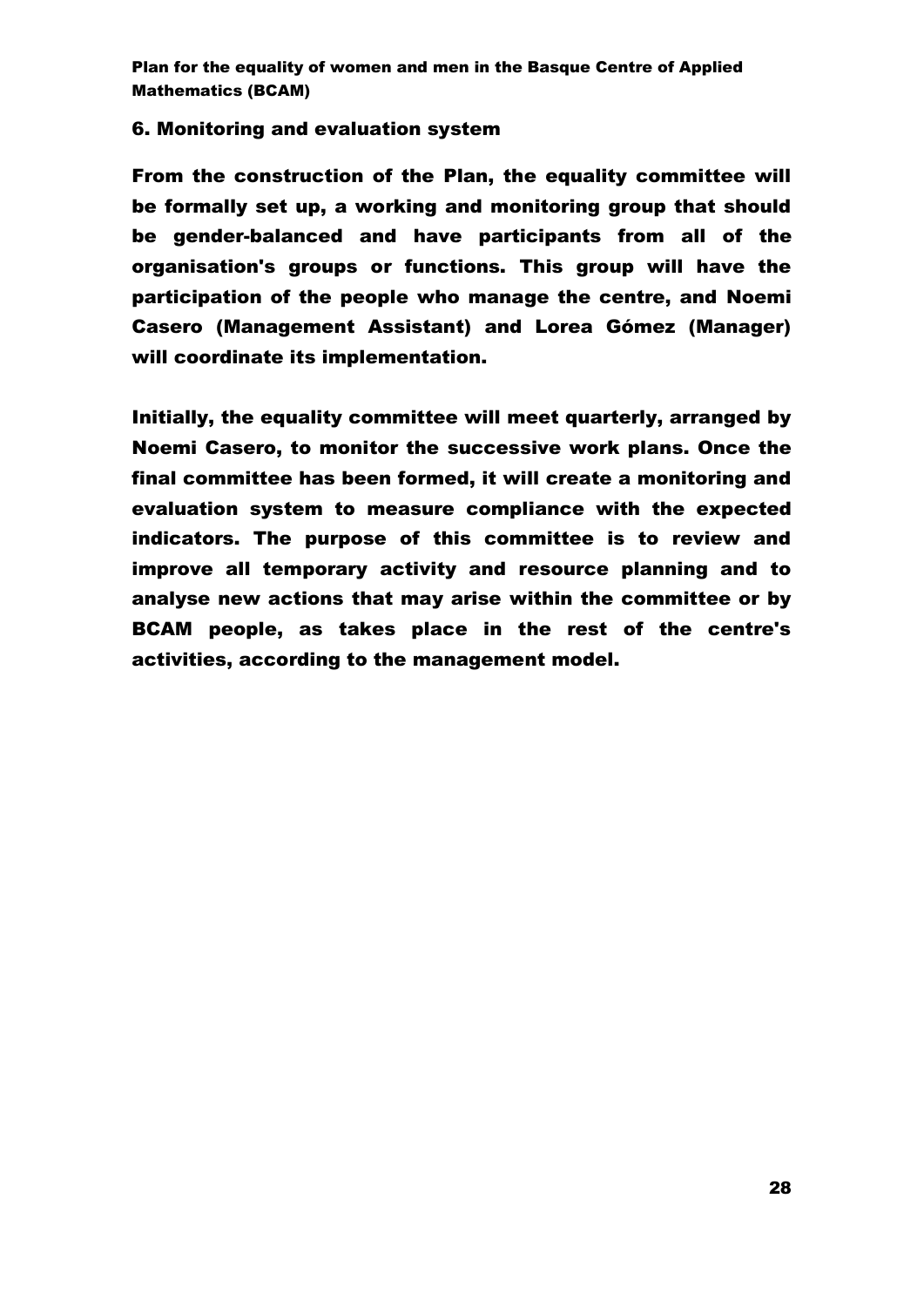## 6. Monitoring and evaluation system

From the construction of the Plan, the equality committee will be formally set up, a working and monitoring group that should be gender-balanced and have participants from all of the organisation's groups or functions. This group will have the participation of the people who manage the centre, and Noemi Casero (Management Assistant) and Lorea Gómez (Manager) will coordinate its implementation.

Initially, the equality committee will meet quarterly, arranged by Noemi Casero, to monitor the successive work plans. Once the final committee has been formed, it will create a monitoring and evaluation system to measure compliance with the expected indicators. The purpose of this committee is to review and improve all temporary activity and resource planning and to analyse new actions that may arise within the committee or by BCAM people, as takes place in the rest of the centre's activities, according to the management model.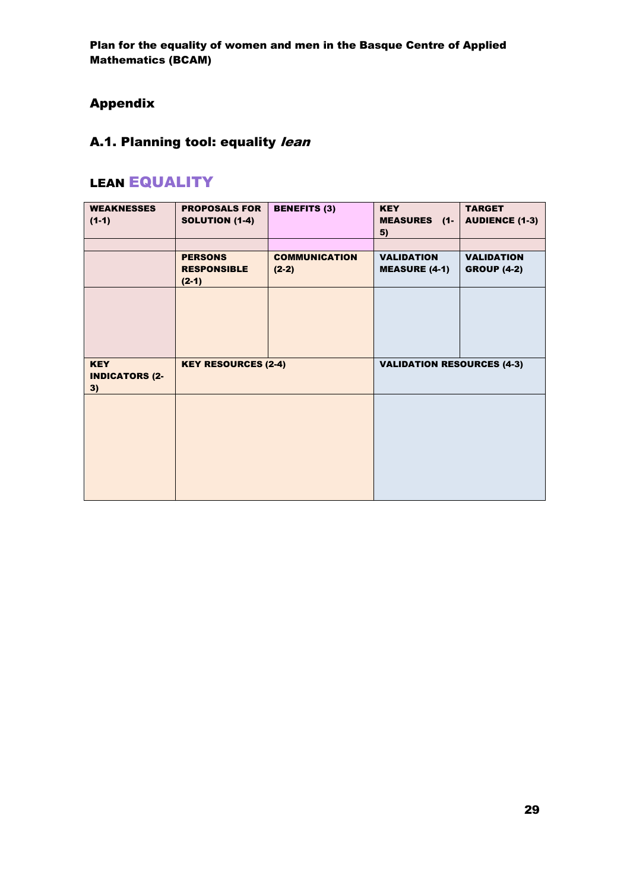## Appendix

### A.1. Planning tool: equality *lean*

#### LEAN EQUALITY

| **WEAKNESSES (1-1)** | **PROPOSALS FOR SOLUTION (1-4)** | **BENEFITS (3)** | **KEY MEASURES (1-5)** | **TARGET AUDIENCE (1-3)** |
|---|---|---|---|---|
| | | | | |
| | **PERSONS RESPONSIBLE (2-1)** | **COMMUNICATION (2-2)** | **VALIDATION MEASURE (4-1)** | **VALIDATION GROUP (4-2)** |
| | | | | |
| **KEY INDICATORS (2-3)** | **KEY RESOURCES (2-4)** | | **VALIDATION RESOURCES (4-3)** | |
| | | | | |